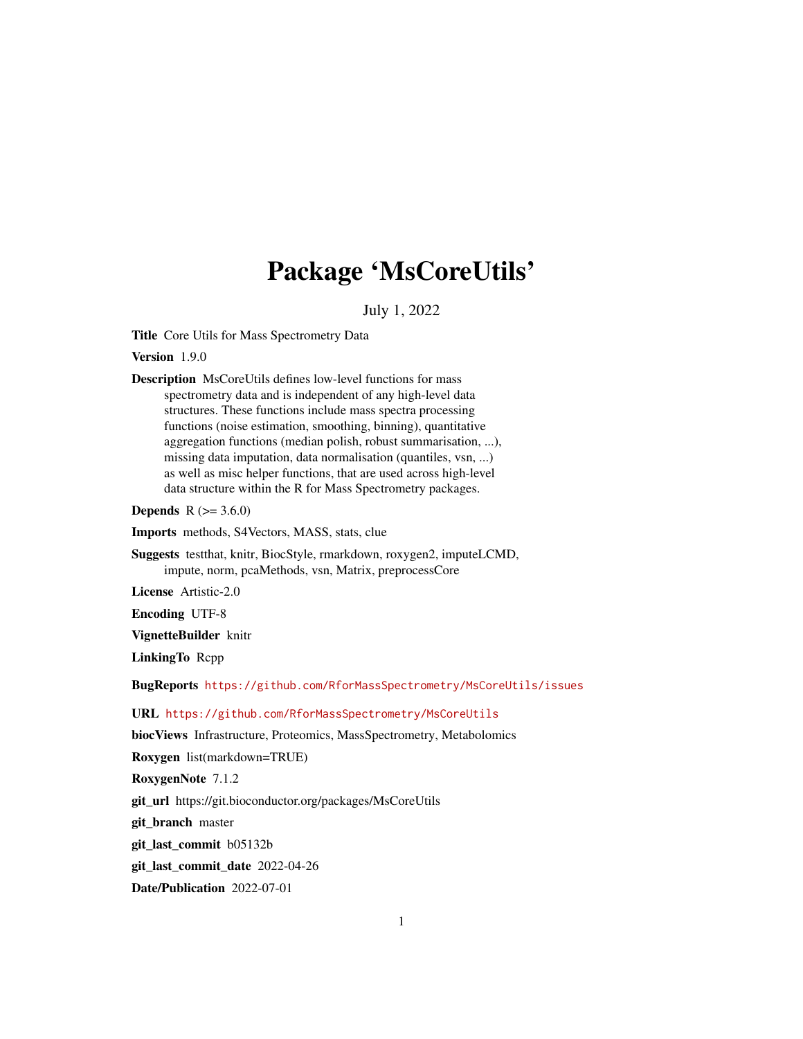# Package 'MsCoreUtils'

July 1, 2022

**Title** Core Utils for Mass Spectrometry Data

**Version** 1.9.0

**Description** MsCoreUtils defines low-level functions for mass spectrometry data and is independent of any high-level data structures. These functions include mass spectra processing functions (noise estimation, smoothing, binning), quantitative aggregation functions (median polish, robust summarisation, ...), missing data imputation, data normalisation (quantiles, vsn, ...) as well as misc helper functions, that are used across high-level data structure within the R for Mass Spectrometry packages.

**Depends** R (>= 3.6.0)

**Imports** methods, S4Vectors, MASS, stats, clue

**Suggests** testthat, knitr, BiocStyle, rmarkdown, roxygen2, imputeLCMD, impute, norm, pcaMethods, vsn, Matrix, preprocessCore

**License** Artistic-2.0

**Encoding** UTF-8

**VignetteBuilder** knitr

**LinkingTo** Rcpp

**BugReports** https://github.com/RforMassSpectrometry/MsCoreUtils/issues

**URL** https://github.com/RforMassSpectrometry/MsCoreUtils

**biocViews** Infrastructure, Proteomics, MassSpectrometry, Metabolomics

**Roxygen** list(markdown=TRUE)

**RoxygenNote** 7.1.2

**git_url** https://git.bioconductor.org/packages/MsCoreUtils

**git_branch** master

**git_last_commit** b05132b

**git_last_commit_date** 2022-04-26

**Date/Publication** 2022-07-01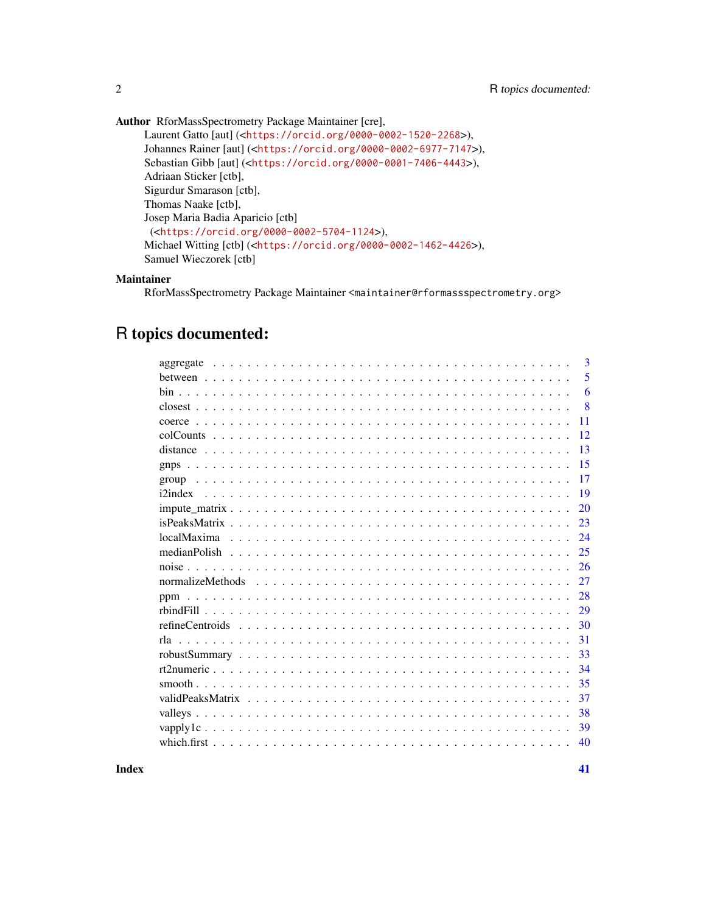**Author** RforMassSpectrometry Package Maintainer [cre],
Laurent Gatto [aut] (<https://orcid.org/0000-0002-1520-2268>),
Johannes Rainer [aut] (<https://orcid.org/0000-0002-6977-7147>),
Sebastian Gibb [aut] (<https://orcid.org/0000-0001-7406-4443>),
Adriaan Sticker [ctb],
Sigurdur Smarason [ctb],
Thomas Naake [ctb],
Josep Maria Badia Aparicio [ctb]
(<https://orcid.org/0000-0002-5704-1124>),
Michael Witting [ctb] (<https://orcid.org/0000-0002-1462-4426>),
Samuel Wieczorek [ctb]

**Maintainer**

RforMassSpectrometry Package Maintainer <maintainer@rformassspectrometry.org>

# R topics documented:

| | |
|---|---|
| aggregate | 3 |
| between | 5 |
| bin | 6 |
| closest | 8 |
| coerce | 11 |
| colCounts | 12 |
| distance | 13 |
| gnps | 15 |
| group | 17 |
| i2index | 19 |
| impute_matrix | 20 |
| isPeaksMatrix | 23 |
| localMaxima | 24 |
| medianPolish | 25 |
| noise | 26 |
| normalizeMethods | 27 |
| ppm | 28 |
| rbindFill | 29 |
| refineCentroids | 30 |
| rla | 31 |
| robustSummary | 33 |
| rt2numeric | 34 |
| smooth | 35 |
| validPeaksMatrix | 37 |
| valleys | 38 |
| vapply1c | 39 |
| which.first | 40 |

**Index** **41**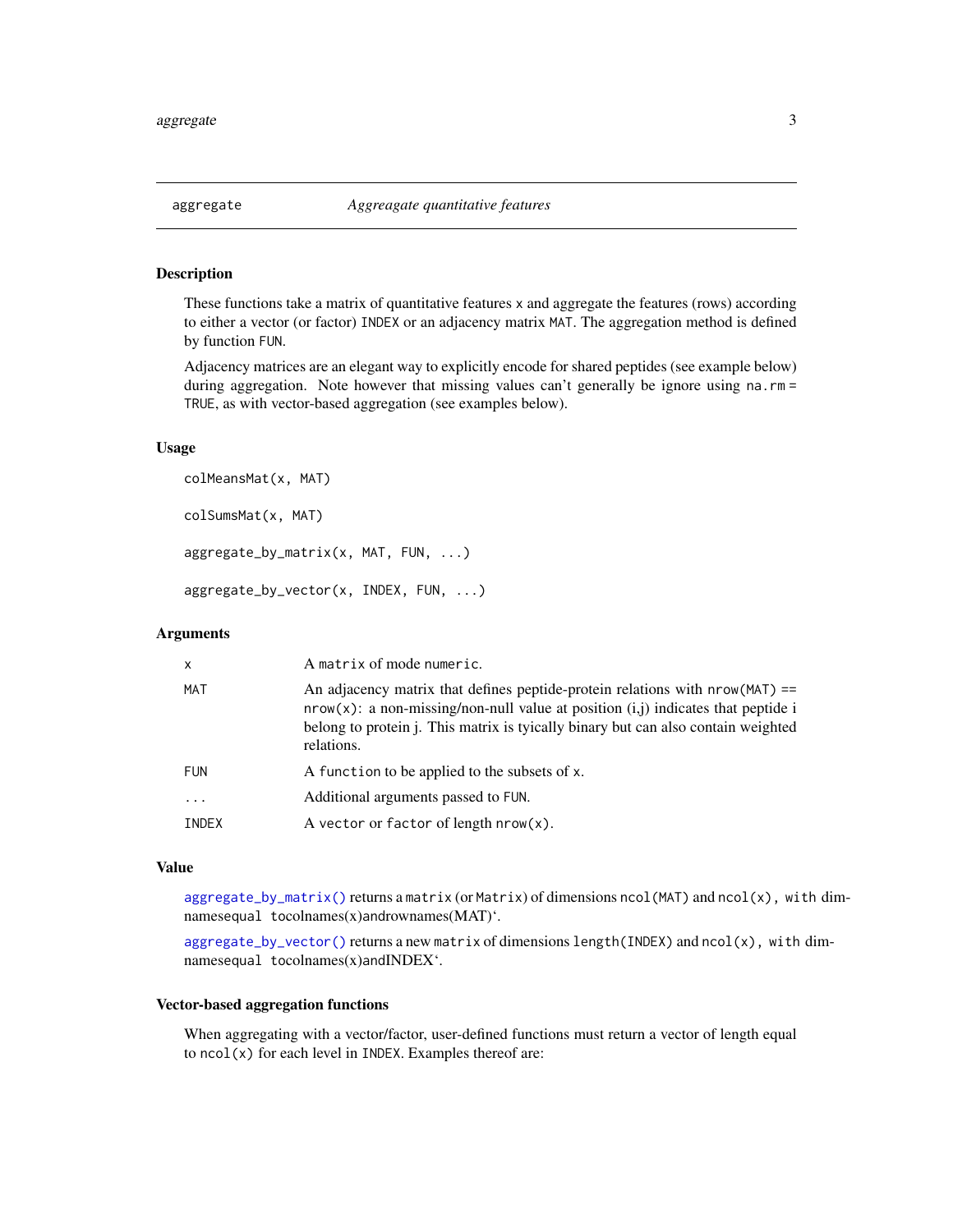## aggregate *Aggreagate quantitative features*

### Description

These functions take a matrix of quantitative features `x` and aggregate the features (rows) according to either a vector (or factor) `INDEX` or an adjacency matrix `MAT`. The aggregation method is defined by function `FUN`.

Adjacency matrices are an elegant way to explicitly encode for shared peptides (see example below) during aggregation. Note however that missing values can't generally be ignore using `na.rm = TRUE`, as with vector-based aggregation (see examples below).

### Usage

```
colMeansMat(x, MAT)

colSumsMat(x, MAT)

aggregate_by_matrix(x, MAT, FUN, ...)

aggregate_by_vector(x, INDEX, FUN, ...)
```

### Arguments

| | |
|---|---|
| x | A `matrix` of mode `numeric`. |
| MAT | An adjacency matrix that defines peptide-protein relations with `nrow(MAT) == nrow(x)`: a non-missing/non-null value at position (i,j) indicates that peptide i belong to protein j. This matrix is tyically binary but can also contain weighted relations. |
| FUN | A `function` to be applied to the subsets of `x`. |
| ... | Additional arguments passed to `FUN`. |
| INDEX | A `vector` or `factor` of length `nrow(x)`. |

### Value

`aggregate_by_matrix()` returns a `matrix` (or `Matrix`) of dimensions `ncol(MAT)` and `ncol(x), with dim`namesequal `tocolnames(x)andrownames(MAT)`'.

`aggregate_by_vector()` returns a new `matrix` of dimensions `length(INDEX)` and `ncol(x), with dim`namesequal `tocolnames(x)andINDEX`'.

### Vector-based aggregation functions

When aggregating with a vector/factor, user-defined functions must return a vector of length equal to `ncol(x)` for each level in `INDEX`. Examples thereof are: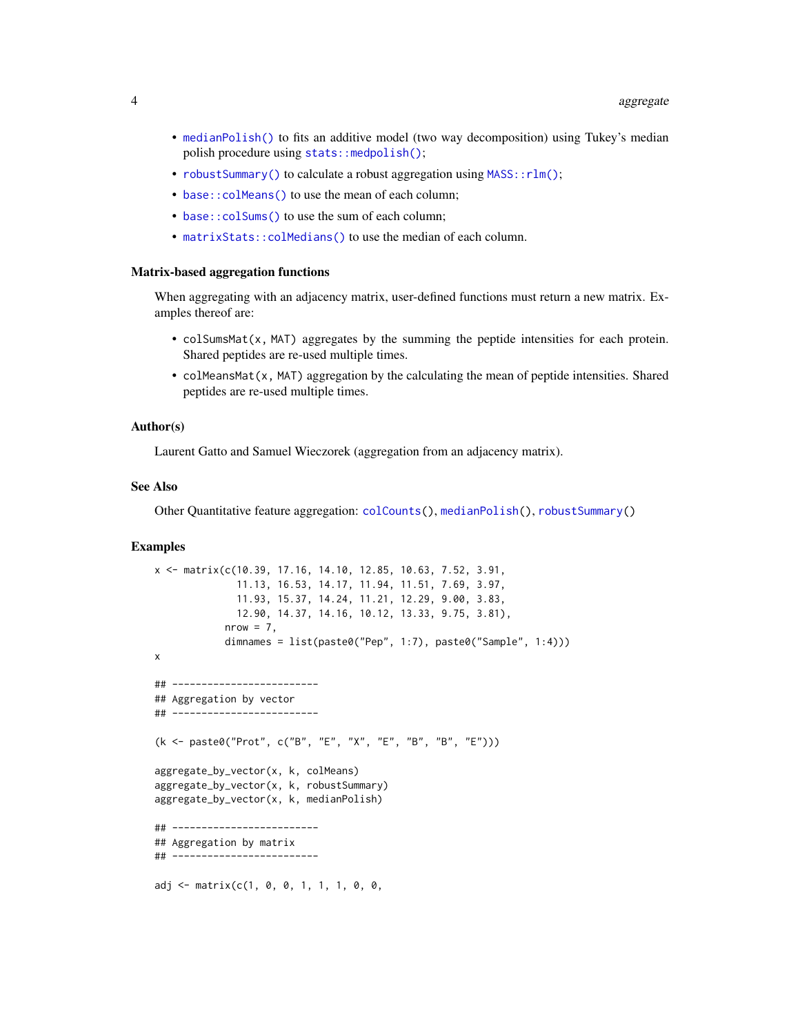- `medianPolish()` to fits an additive model (two way decomposition) using Tukey's median polish procedure using `stats::medpolish()`;
- `robustSummary()` to calculate a robust aggregation using `MASS::rlm()`;
- `base::colMeans()` to use the mean of each column;
- `base::colSums()` to use the sum of each column;
- `matrixStats::colMedians()` to use the median of each column.

### Matrix-based aggregation functions

When aggregating with an adjacency matrix, user-defined functions must return a new matrix. Examples thereof are:

- `colSumsMat(x, MAT)` aggregates by the summing the peptide intensities for each protein. Shared peptides are re-used multiple times.
- `colMeansMat(x, MAT)` aggregation by the calculating the mean of peptide intensities. Shared peptides are re-used multiple times.

### Author(s)

Laurent Gatto and Samuel Wieczorek (aggregation from an adjacency matrix).

### See Also

Other Quantitative feature aggregation: `colCounts()`, `medianPolish()`, `robustSummary()`

### Examples

```
x <- matrix(c(10.39, 17.16, 14.10, 12.85, 10.63, 7.52, 3.91,
              11.13, 16.53, 14.17, 11.94, 11.51, 7.69, 3.97,
              11.93, 15.37, 14.24, 11.21, 12.29, 9.00, 3.83,
              12.90, 14.37, 14.16, 10.12, 13.33, 9.75, 3.81),
            nrow = 7,
            dimnames = list(paste0("Pep", 1:7), paste0("Sample", 1:4)))
x

## -------------------------
## Aggregation by vector
## -------------------------

(k <- paste0("Prot", c("B", "E", "X", "E", "B", "B", "E")))

aggregate_by_vector(x, k, colMeans)
aggregate_by_vector(x, k, robustSummary)
aggregate_by_vector(x, k, medianPolish)

## -------------------------
## Aggregation by matrix
## -------------------------

adj <- matrix(c(1, 0, 0, 1, 1, 1, 0, 0,
```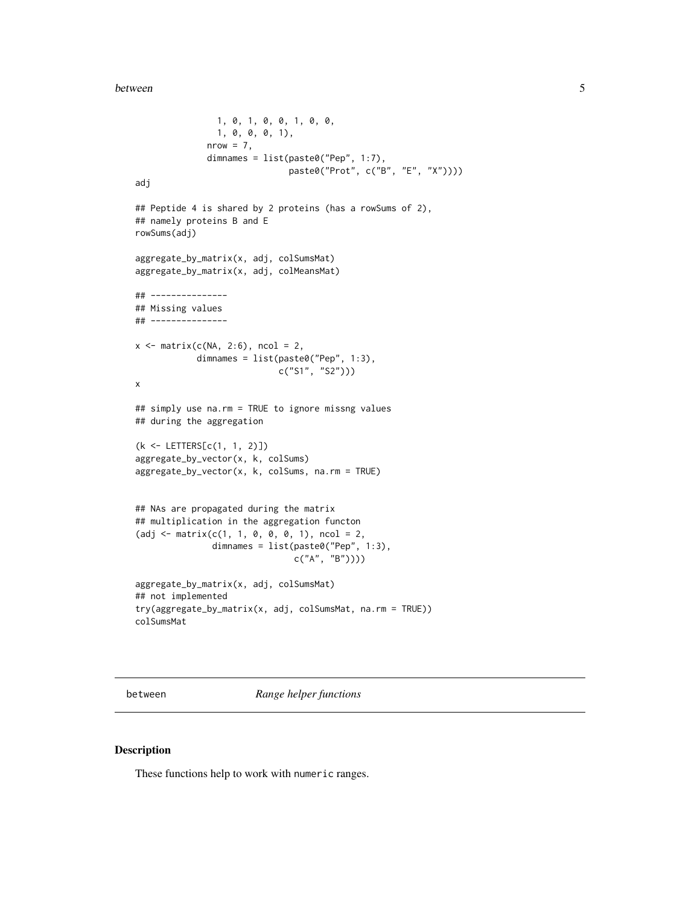```
                 1, 0, 1, 0, 0, 1, 0, 0,
                 1, 0, 0, 0, 1),
               nrow = 7,
               dimnames = list(paste0("Pep", 1:7),
                               paste0("Prot", c("B", "E", "X"))))
adj

## Peptide 4 is shared by 2 proteins (has a rowSums of 2),
## namely proteins B and E
rowSums(adj)

aggregate_by_matrix(x, adj, colSumsMat)
aggregate_by_matrix(x, adj, colMeansMat)

## ---------------
## Missing values
## ---------------

x <- matrix(c(NA, 2:6), ncol = 2,
            dimnames = list(paste0("Pep", 1:3),
                            c("S1", "S2")))
x

## simply use na.rm = TRUE to ignore missng values
## during the aggregation

(k <- LETTERS[c(1, 1, 2)])
aggregate_by_vector(x, k, colSums)
aggregate_by_vector(x, k, colSums, na.rm = TRUE)


## NAs are propagated during the matrix
## multiplication in the aggregation functon
(adj <- matrix(c(1, 1, 0, 0, 0, 1), ncol = 2,
               dimnames = list(paste0("Pep", 1:3),
                               c("A", "B"))))

aggregate_by_matrix(x, adj, colSumsMat)
## not implemented
try(aggregate_by_matrix(x, adj, colSumsMat, na.rm = TRUE))
colSumsMat
```

## between *Range helper functions*

### Description

These functions help to work with numeric ranges.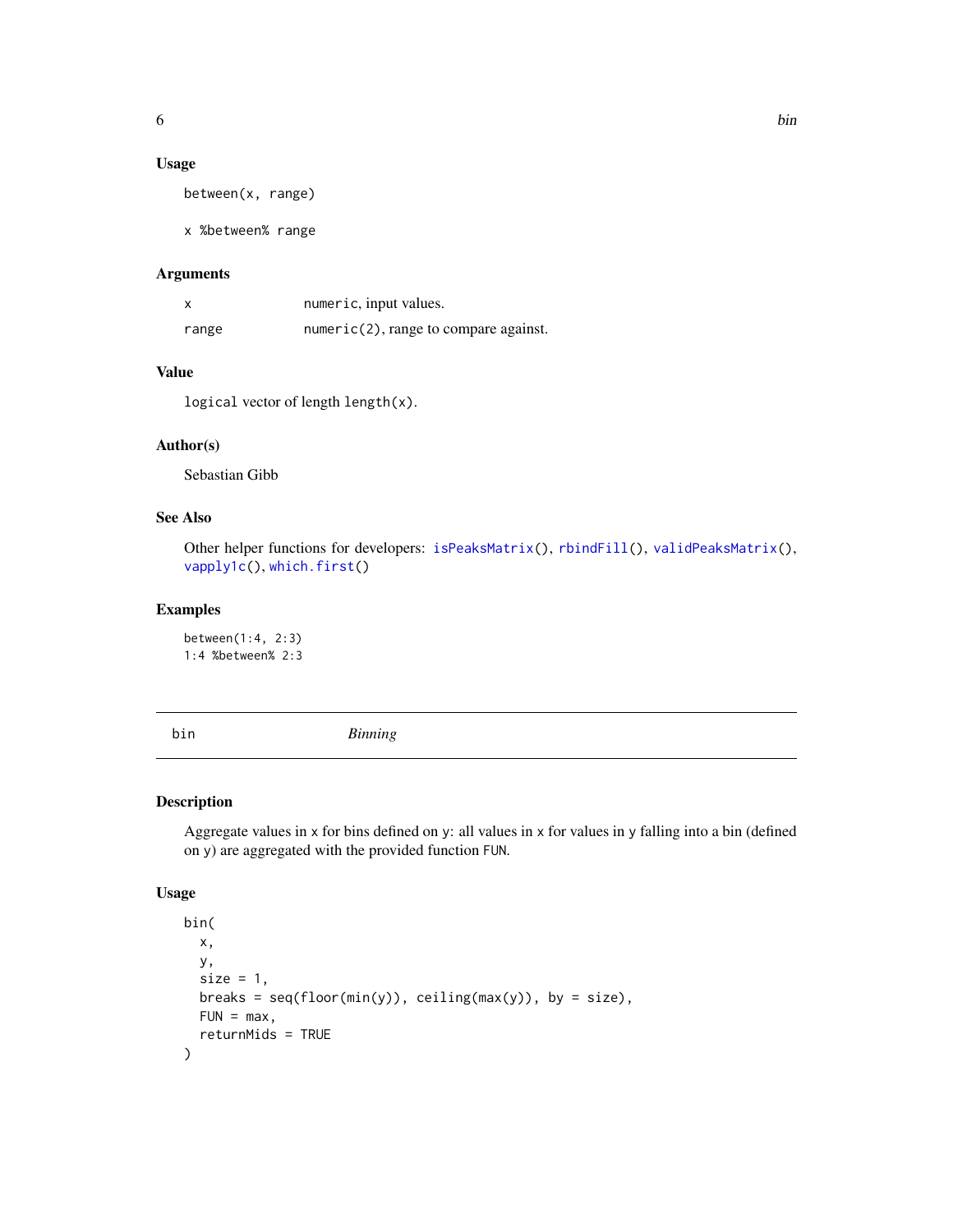### Usage

```
between(x, range)

x %between% range
```

### Arguments

| | |
|---|---|
| x | `numeric`, input values. |
| range | `numeric(2)`, range to compare against. |

### Value

`logical` vector of length `length(x)`.

### Author(s)

Sebastian Gibb

### See Also

Other helper functions for developers: `isPeaksMatrix()`, `rbindFill()`, `validPeaksMatrix()`, `vapply1c()`, `which.first()`

### Examples

```
between(1:4, 2:3)
1:4 %between% 2:3
```

---

## bin *Binning*

---

### Description

Aggregate values in `x` for bins defined on `y`: all values in `x` for values in `y` falling into a bin (defined on `y`) are aggregated with the provided function `FUN`.

### Usage

```
bin(
  x,
  y,
  size = 1,
  breaks = seq(floor(min(y)), ceiling(max(y)), by = size),
  FUN = max,
  returnMids = TRUE
)
```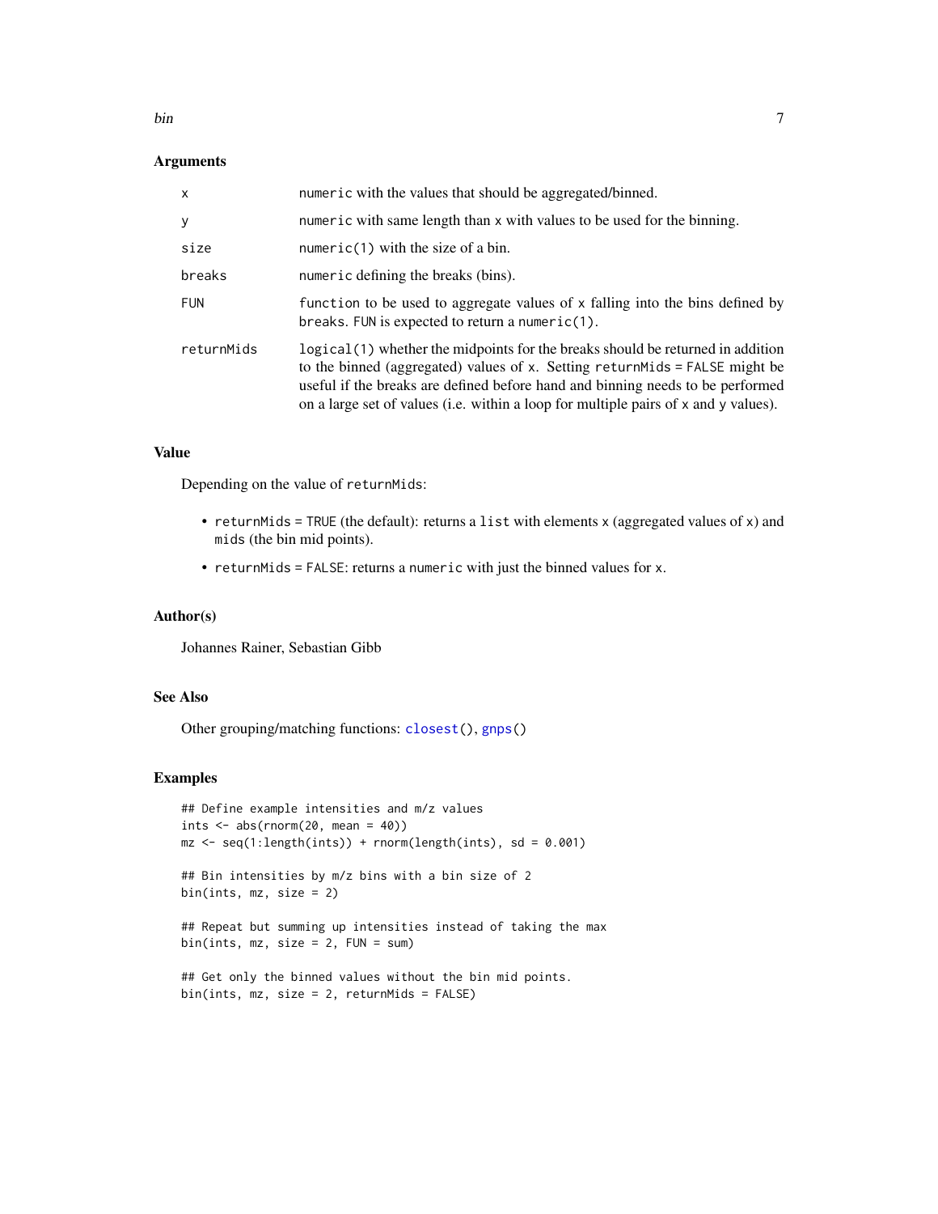## Arguments

| | |
|---|---|
| `x` | `numeric` with the values that should be aggregated/binned. |
| `y` | `numeric` with same length than `x` with values to be used for the binning. |
| `size` | `numeric(1)` with the size of a bin. |
| `breaks` | `numeric` defining the breaks (bins). |
| `FUN` | `function` to be used to aggregate values of `x` falling into the bins defined by `breaks`. `FUN` is expected to return a `numeric(1)`. |
| `returnMids` | `logical(1)` whether the midpoints for the breaks should be returned in addition to the binned (aggregated) values of `x`. Setting `returnMids = FALSE` might be useful if the breaks are defined before hand and binning needs to be performed on a large set of values (i.e. within a loop for multiple pairs of `x` and `y` values). |

## Value

Depending on the value of `returnMids`:

- `returnMids = TRUE` (the default): returns a `list` with elements `x` (aggregated values of `x`) and `mids` (the bin mid points).
- `returnMids = FALSE`: returns a `numeric` with just the binned values for `x`.

## Author(s)

Johannes Rainer, Sebastian Gibb

## See Also

Other grouping/matching functions: `closest()`, `gnps()`

## Examples

```
## Define example intensities and m/z values
ints <- abs(rnorm(20, mean = 40))
mz <- seq(1:length(ints)) + rnorm(length(ints), sd = 0.001)

## Bin intensities by m/z bins with a bin size of 2
bin(ints, mz, size = 2)

## Repeat but summing up intensities instead of taking the max
bin(ints, mz, size = 2, FUN = sum)

## Get only the binned values without the bin mid points.
bin(ints, mz, size = 2, returnMids = FALSE)
```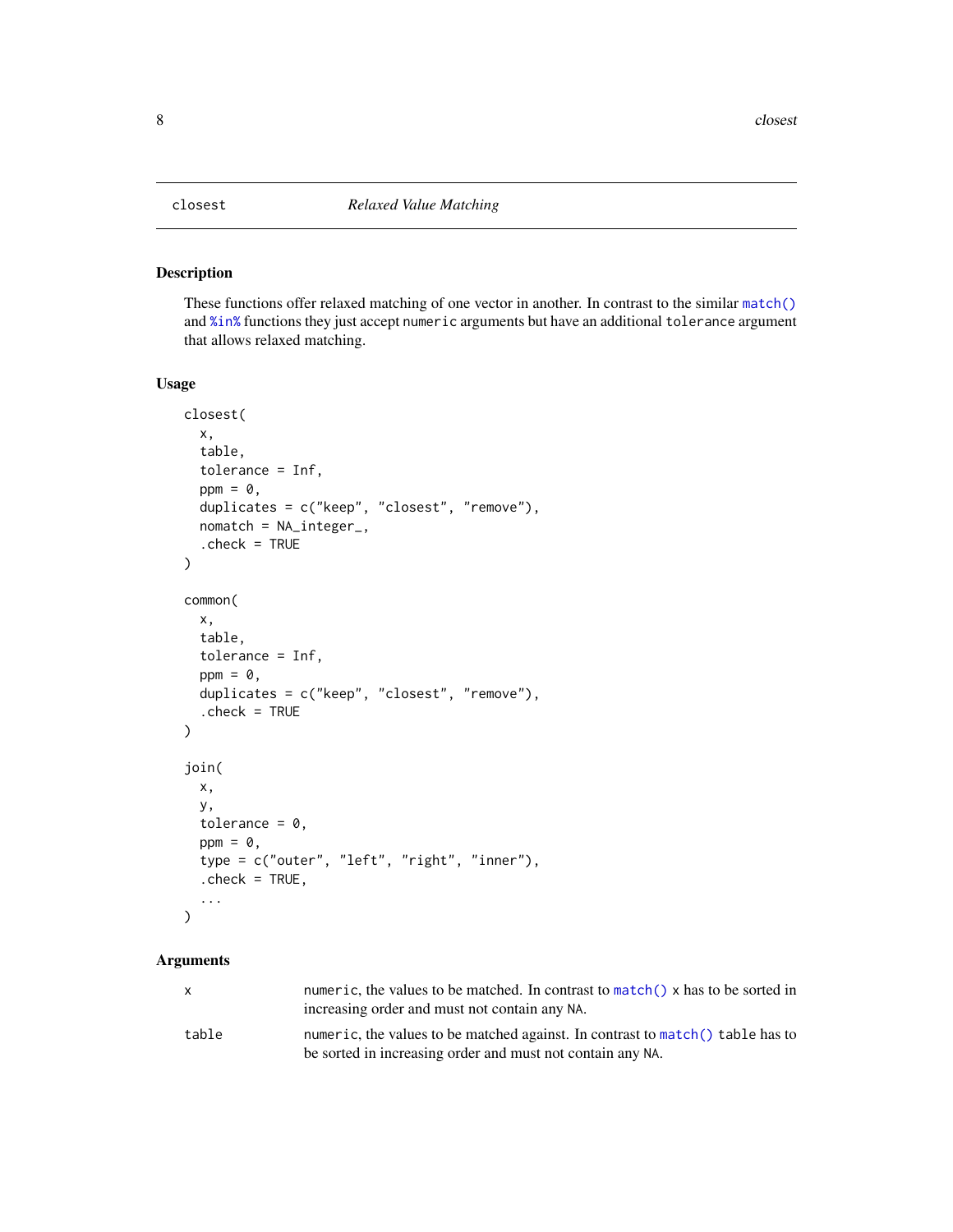closest *Relaxed Value Matching*

## Description

These functions offer relaxed matching of one vector in another. In contrast to the similar `match()` and `%in%` functions they just accept `numeric` arguments but have an additional `tolerance` argument that allows relaxed matching.

## Usage

```
closest(
  x,
  table,
  tolerance = Inf,
  ppm = 0,
  duplicates = c("keep", "closest", "remove"),
  nomatch = NA_integer_,
  .check = TRUE
)

common(
  x,
  table,
  tolerance = Inf,
  ppm = 0,
  duplicates = c("keep", "closest", "remove"),
  .check = TRUE
)

join(
  x,
  y,
  tolerance = 0,
  ppm = 0,
  type = c("outer", "left", "right", "inner"),
  .check = TRUE,
  ...
)
```

## Arguments

| | |
|---|---|
| `x` | `numeric`, the values to be matched. In contrast to `match()` `x` has to be sorted in increasing order and must not contain any `NA`. |
| `table` | `numeric`, the values to be matched against. In contrast to `match()` `table` has to be sorted in increasing order and must not contain any `NA`. |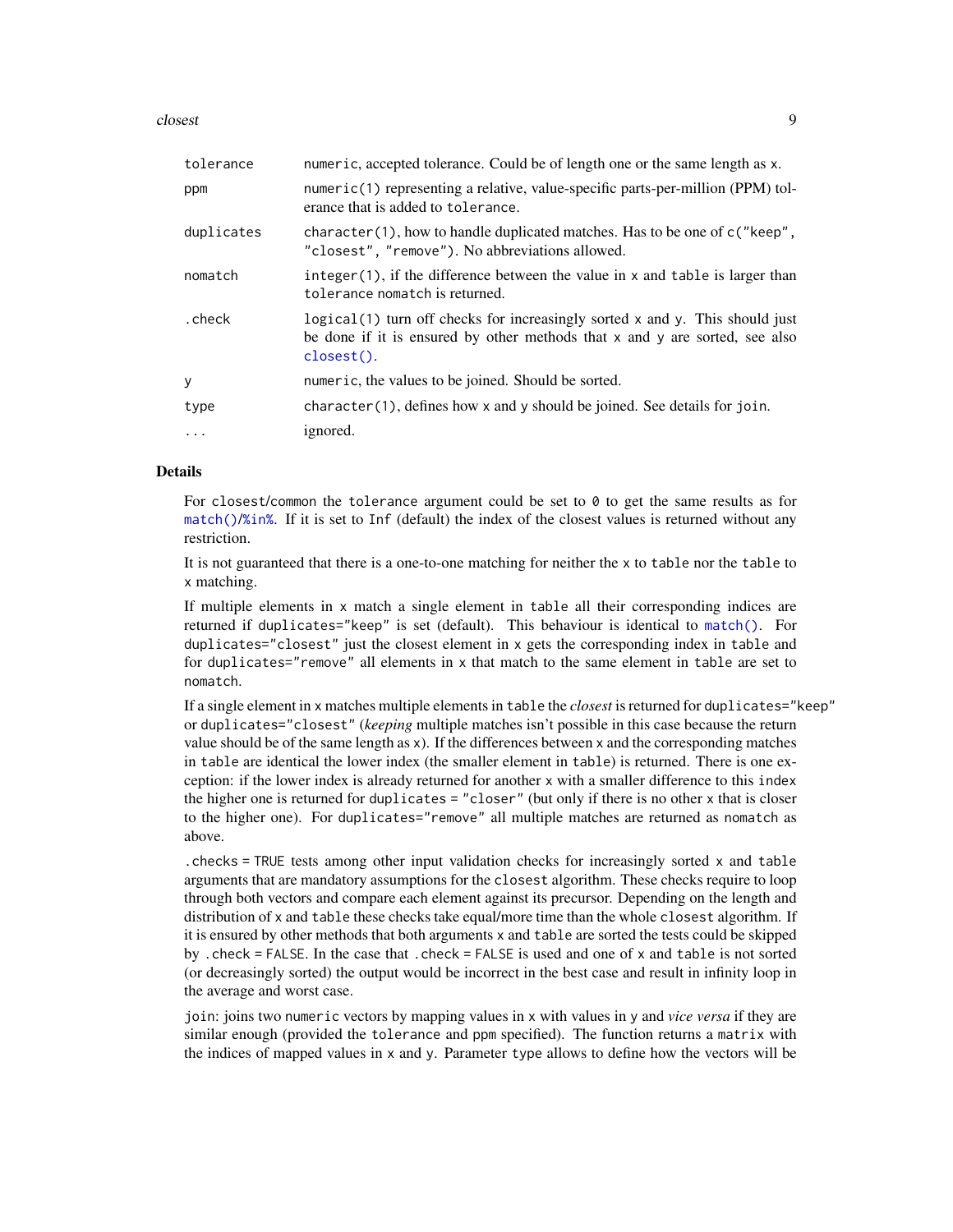| | |
|---|---|
| `tolerance` | `numeric`, accepted tolerance. Could be of length one or the same length as `x`. |
| `ppm` | `numeric(1)` representing a relative, value-specific parts-per-million (PPM) tolerance that is added to `tolerance`. |
| `duplicates` | `character(1)`, how to handle duplicated matches. Has to be one of `c("keep", "closest", "remove")`. No abbreviations allowed. |
| `nomatch` | `integer(1)`, if the difference between the value in `x` and `table` is larger than `tolerance` `nomatch` is returned. |
| `.check` | `logical(1)` turn off checks for increasingly sorted `x` and `y`. This should just be done if it is ensured by other methods that `x` and `y` are sorted, see also `closest()`. |
| `y` | `numeric`, the values to be joined. Should be sorted. |
| `type` | `character(1)`, defines how `x` and `y` should be joined. See details for `join`. |
| `...` | ignored. |

## Details

For `closest`/`common` the `tolerance` argument could be set to `0` to get the same results as for `match()`/`%in%`. If it is set to `Inf` (default) the index of the closest values is returned without any restriction.

It is not guaranteed that there is a one-to-one matching for neither the `x` to `table` nor the `table` to `x` matching.

If multiple elements in `x` match a single element in `table` all their corresponding indices are returned if `duplicates="keep"` is set (default). This behaviour is identical to `match()`. For `duplicates="closest"` just the closest element in `x` gets the corresponding index in `table` and for `duplicates="remove"` all elements in `x` that match to the same element in `table` are set to `nomatch`.

If a single element in `x` matches multiple elements in `table` the *closest* is returned for `duplicates="keep"` or `duplicates="closest"` (*keeping* multiple matches isn't possible in this case because the return value should be of the same length as `x`). If the differences between `x` and the corresponding matches in `table` are identical the lower index (the smaller element in `table`) is returned. There is one exception: if the lower index is already returned for another `x` with a smaller difference to this `index` the higher one is returned for `duplicates = "closer"` (but only if there is no other `x` that is closer to the higher one). For `duplicates="remove"` all multiple matches are returned as `nomatch` as above.

`.checks = TRUE` tests among other input validation checks for increasingly sorted `x` and `table` arguments that are mandatory assumptions for the `closest` algorithm. These checks require to loop through both vectors and compare each element against its precursor. Depending on the length and distribution of `x` and `table` these checks take equal/more time than the whole `closest` algorithm. If it is ensured by other methods that both arguments `x` and `table` are sorted the tests could be skipped by `.check = FALSE`. In the case that `.check = FALSE` is used and one of `x` and `table` is not sorted (or decreasingly sorted) the output would be incorrect in the best case and result in infinity loop in the average and worst case.

`join`: joins two `numeric` vectors by mapping values in `x` with values in `y` and *vice versa* if they are similar enough (provided the `tolerance` and `ppm` specified). The function returns a `matrix` with the indices of mapped values in `x` and `y`. Parameter `type` allows to define how the vectors will be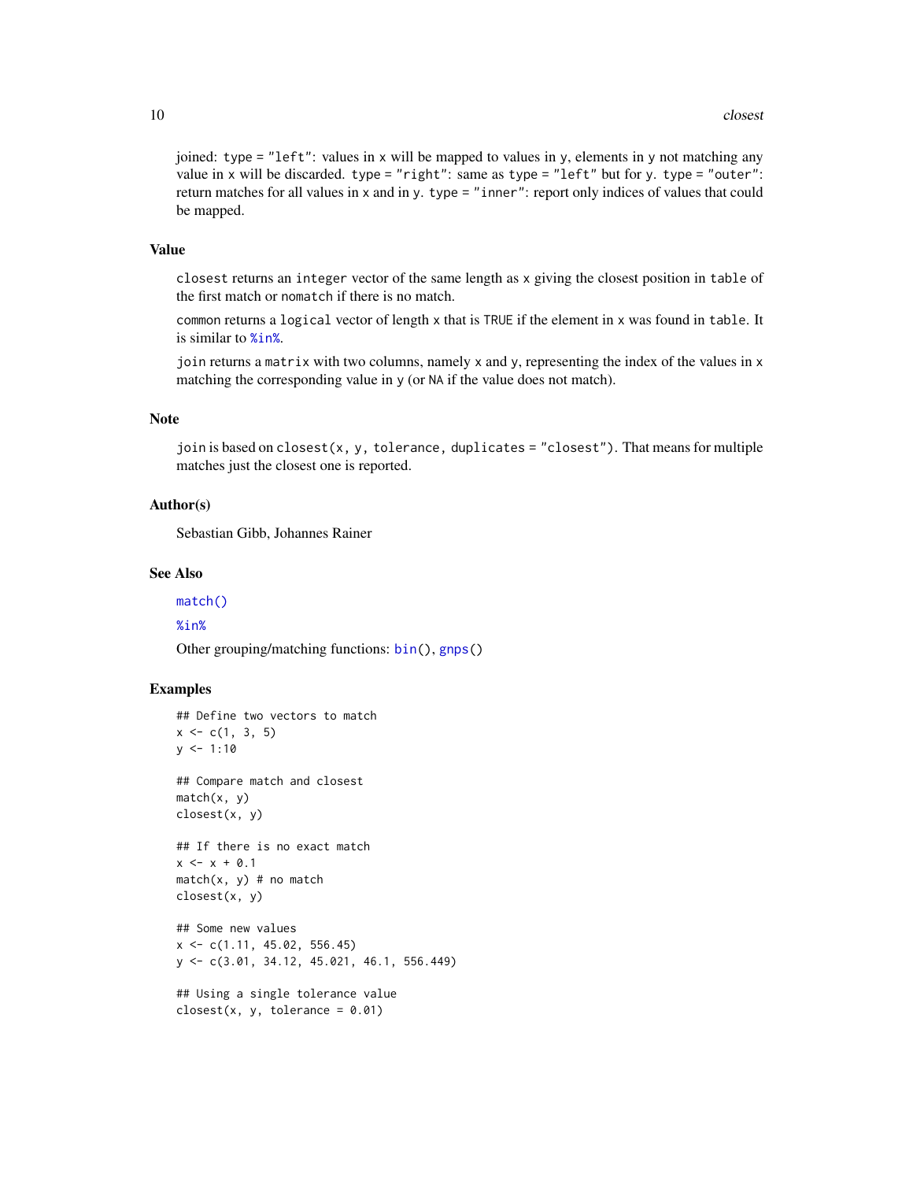joined: `type = "left"`: values in `x` will be mapped to values in `y`, elements in `y` not matching any value in `x` will be discarded. `type = "right"`: same as `type = "left"` but for `y`. `type = "outer"`: return matches for all values in `x` and in `y`. `type = "inner"`: report only indices of values that could be mapped.

## Value

`closest` returns an `integer` vector of the same length as `x` giving the closest position in `table` of the first match or `nomatch` if there is no match.

`common` returns a `logical` vector of length `x` that is `TRUE` if the element in `x` was found in `table`. It is similar to `%in%`.

`join` returns a `matrix` with two columns, namely `x` and `y`, representing the index of the values in `x` matching the corresponding value in `y` (or `NA` if the value does not match).

## Note

`join` is based on `closest(x, y, tolerance, duplicates = "closest")`. That means for multiple matches just the closest one is reported.

## Author(s)

Sebastian Gibb, Johannes Rainer

## See Also

`match()`

`%in%`

Other grouping/matching functions: `bin()`, `gnps()`

## Examples

```
## Define two vectors to match
x <- c(1, 3, 5)
y <- 1:10

## Compare match and closest
match(x, y)
closest(x, y)

## If there is no exact match
x <- x + 0.1
match(x, y) # no match
closest(x, y)

## Some new values
x <- c(1.11, 45.02, 556.45)
y <- c(3.01, 34.12, 45.021, 46.1, 556.449)

## Using a single tolerance value
closest(x, y, tolerance = 0.01)
```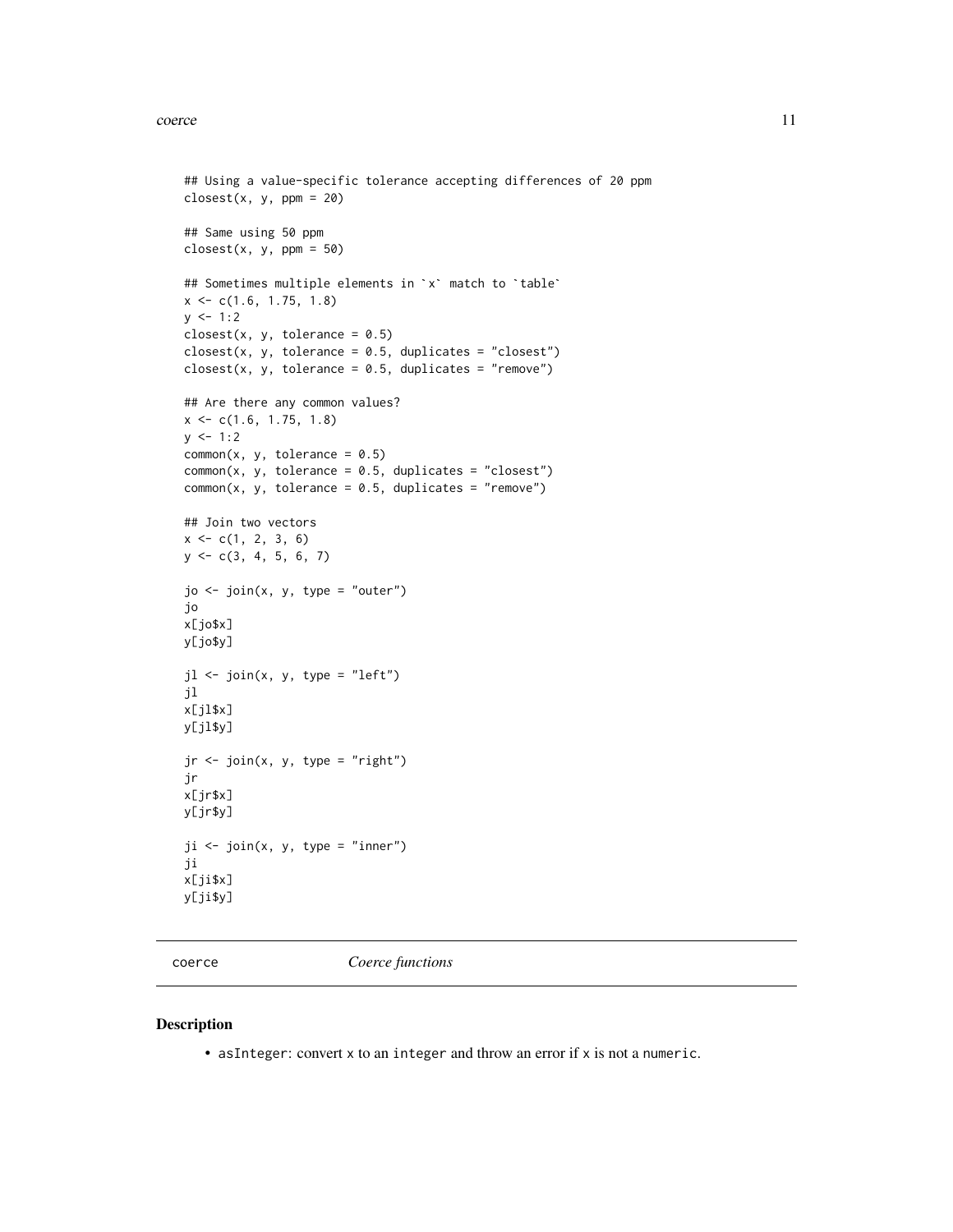```
## Using a value-specific tolerance accepting differences of 20 ppm
closest(x, y, ppm = 20)

## Same using 50 ppm
closest(x, y, ppm = 50)

## Sometimes multiple elements in `x` match to `table`
x <- c(1.6, 1.75, 1.8)
y <- 1:2
closest(x, y, tolerance = 0.5)
closest(x, y, tolerance = 0.5, duplicates = "closest")
closest(x, y, tolerance = 0.5, duplicates = "remove")

## Are there any common values?
x <- c(1.6, 1.75, 1.8)
y <- 1:2
common(x, y, tolerance = 0.5)
common(x, y, tolerance = 0.5, duplicates = "closest")
common(x, y, tolerance = 0.5, duplicates = "remove")

## Join two vectors
x <- c(1, 2, 3, 6)
y <- c(3, 4, 5, 6, 7)

jo <- join(x, y, type = "outer")
jo
x[jo$x]
y[jo$y]

jl <- join(x, y, type = "left")
jl
x[jl$x]
y[jl$y]

jr <- join(x, y, type = "right")
jr
x[jr$x]
y[jr$y]

ji <- join(x, y, type = "inner")
ji
x[ji$x]
y[ji$y]
```

---

coerce *Coerce functions*

---

## Description

- `asInteger`: convert `x` to an `integer` and throw an error if `x` is not a `numeric`.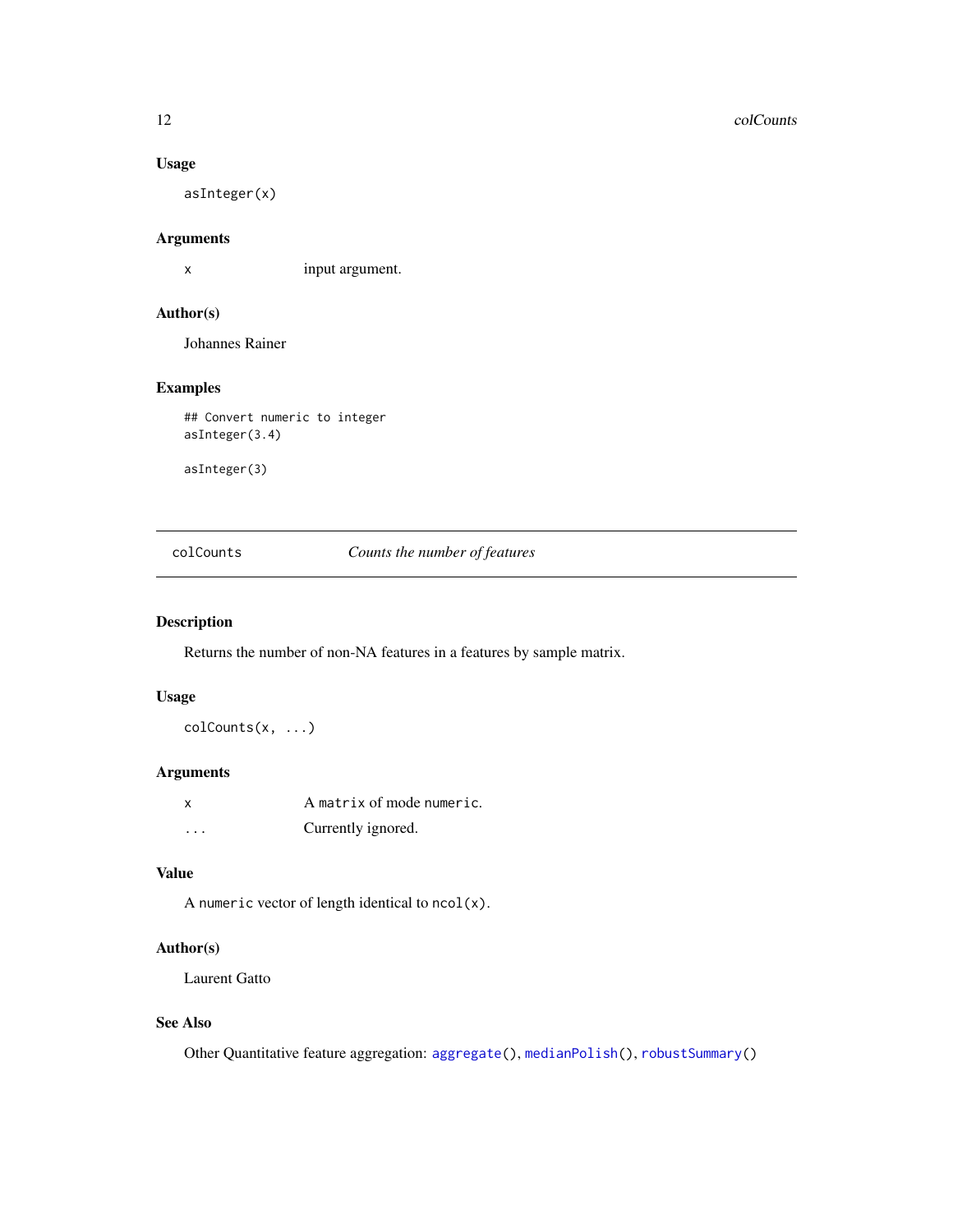### Usage

```
asInteger(x)
```

### Arguments

| | |
|---|---|
| x | input argument. |

### Author(s)

Johannes Rainer

### Examples

```
## Convert numeric to integer
asInteger(3.4)

asInteger(3)
```

---

## colCounts *Counts the number of features*

---

### Description

Returns the number of non-NA features in a features by sample matrix.

### Usage

```
colCounts(x, ...)
```

### Arguments

| | |
|---|---|
| x | A `matrix` of mode `numeric`. |
| ... | Currently ignored. |

### Value

A `numeric` vector of length identical to `ncol(x)`.

### Author(s)

Laurent Gatto

### See Also

Other Quantitative feature aggregation: `aggregate()`, `medianPolish()`, `robustSummary()`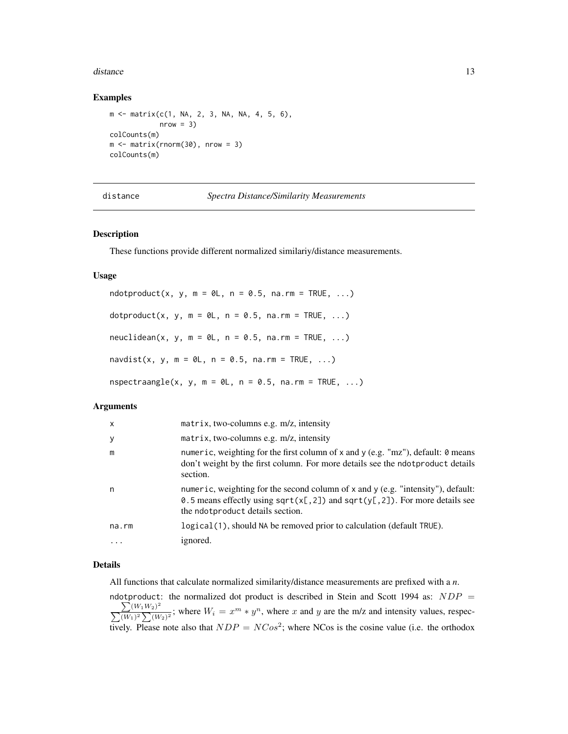### Examples

```
m <- matrix(c(1, NA, 2, 3, NA, NA, 4, 5, 6),
            nrow = 3)
colCounts(m)
m <- matrix(rnorm(30), nrow = 3)
colCounts(m)
```

## distance — *Spectra Distance/Similarity Measurements*

### Description

These functions provide different normalized similariy/distance measurements.

### Usage

```
ndotproduct(x, y, m = 0L, n = 0.5, na.rm = TRUE, ...)

dotproduct(x, y, m = 0L, n = 0.5, na.rm = TRUE, ...)

neuclidean(x, y, m = 0L, n = 0.5, na.rm = TRUE, ...)

navdist(x, y, m = 0L, n = 0.5, na.rm = TRUE, ...)

nspectraangle(x, y, m = 0L, n = 0.5, na.rm = TRUE, ...)
```

### Arguments

| | |
|---|---|
| x | matrix, two-columns e.g. m/z, intensity |
| y | matrix, two-columns e.g. m/z, intensity |
| m | numeric, weighting for the first column of x and y (e.g. "mz"), default: 0 means don't weight by the first column. For more details see the ndotproduct details section. |
| n | numeric, weighting for the second column of x and y (e.g. "intensity"), default: 0.5 means effectly using sqrt(x[,2]) and sqrt(y[,2]). For more details see the ndotproduct details section. |
| na.rm | logical(1), should NA be removed prior to calculation (default TRUE). |
| ... | ignored. |

### Details

All functions that calculate normalized similarity/distance measurements are prefixed with a *n*.

ndotproduct: the normalized dot product is described in Stein and Scott 1994 as: $NDP = \frac{\sum(W_1 W_2)^2}{\sum(W_1)^2 \sum(W_2)^2}$; where $W_i = x^m * y^n$, where $x$ and $y$ are the m/z and intensity values, respectively. Please note also that $NDP = NCos^2$; where NCos is the cosine value (i.e. the orthodox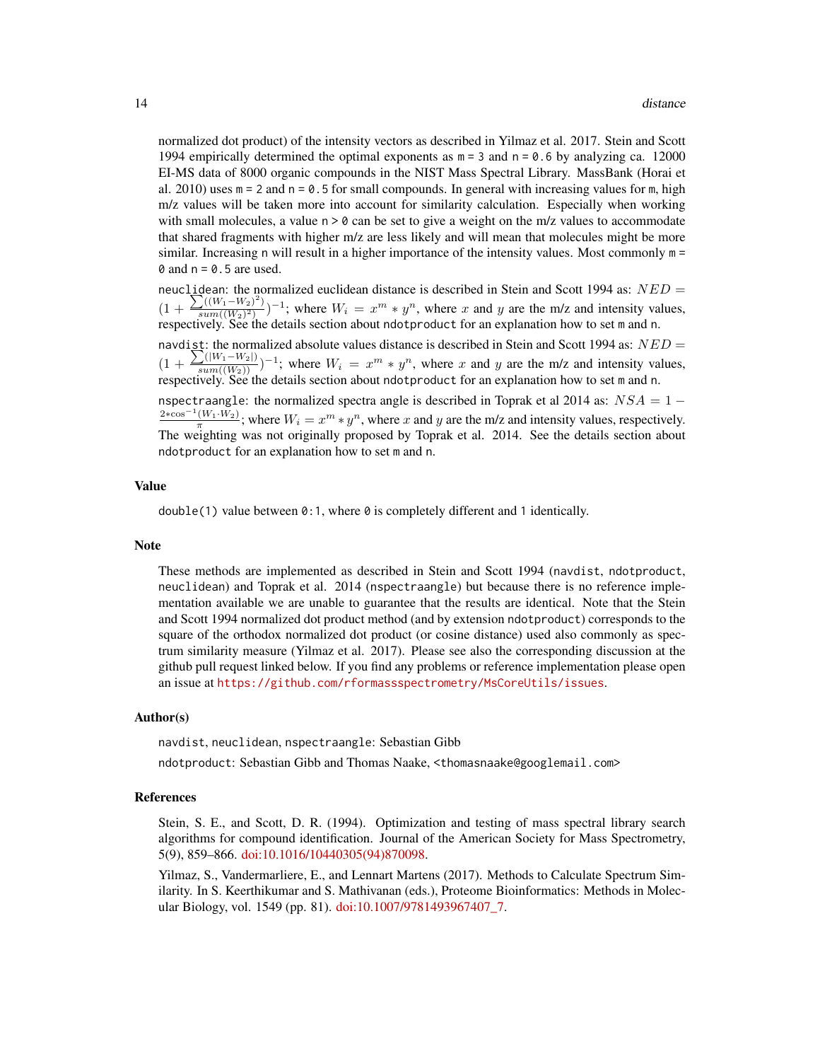normalized dot product) of the intensity vectors as described in Yilmaz et al. 2017. Stein and Scott 1994 empirically determined the optimal exponents as `m = 3` and `n = 0.6` by analyzing ca. 12000 EI-MS data of 8000 organic compounds in the NIST Mass Spectral Library. MassBank (Horai et al. 2010) uses `m = 2` and `n = 0.5` for small compounds. In general with increasing values for `m`, high m/z values will be taken more into account for similarity calculation. Especially when working with small molecules, a value `n > 0` can be set to give a weight on the m/z values to accommodate that shared fragments with higher m/z are less likely and will mean that molecules might be more similar. Increasing `n` will result in a higher importance of the intensity values. Most commonly `m = 0` and `n = 0.5` are used.

`neuclidean`: the normalized euclidean distance is described in Stein and Scott 1994 as: $NED = (1 + \frac{\sum((W_1 - W_2)^2)}{sum((W_2)^2)})^{-1}$; where $W_i = x^m * y^n$, where $x$ and $y$ are the m/z and intensity values, respectively. See the details section about `ndotproduct` for an explanation how to set `m` and `n`.

`navdist`: the normalized absolute values distance is described in Stein and Scott 1994 as: $NED = (1 + \frac{\sum(|W_1 - W_2|)}{sum((W_2))})^{-1}$; where $W_i = x^m * y^n$, where $x$ and $y$ are the m/z and intensity values, respectively. See the details section about `ndotproduct` for an explanation how to set `m` and `n`.

`nspectraangle`: the normalized spectra angle is described in Toprak et al 2014 as: $NSA = 1 - \frac{2 * \cos^{-1}(W_1 \cdot W_2)}{\pi}$; where $W_i = x^m * y^n$, where $x$ and $y$ are the m/z and intensity values, respectively. The weighting was not originally proposed by Toprak et al. 2014. See the details section about `ndotproduct` for an explanation how to set `m` and `n`.

## Value

`double(1)` value between `0:1`, where `0` is completely different and `1` identically.

## Note

These methods are implemented as described in Stein and Scott 1994 (`navdist`, `ndotproduct`, `neuclidean`) and Toprak et al. 2014 (`nspectraangle`) but because there is no reference implementation available we are unable to guarantee that the results are identical. Note that the Stein and Scott 1994 normalized dot product method (and by extension `ndotproduct`) corresponds to the square of the orthodox normalized dot product (or cosine distance) used also commonly as spectrum similarity measure (Yilmaz et al. 2017). Please see also the corresponding discussion at the github pull request linked below. If you find any problems or reference implementation please open an issue at https://github.com/rformassspectrometry/MsCoreUtils/issues.

## Author(s)

`navdist`, `neuclidean`, `nspectraangle`: Sebastian Gibb

`ndotproduct`: Sebastian Gibb and Thomas Naake, <thomasnaake@googlemail.com>

## References

Stein, S. E., and Scott, D. R. (1994). Optimization and testing of mass spectral library search algorithms for compound identification. Journal of the American Society for Mass Spectrometry, 5(9), 859–866. doi:10.1016/10440305(94)870098.

Yilmaz, S., Vandermarliere, E., and Lennart Martens (2017). Methods to Calculate Spectrum Similarity. In S. Keerthikumar and S. Mathivanan (eds.), Proteome Bioinformatics: Methods in Molecular Biology, vol. 1549 (pp. 81). doi:10.1007/9781493967407_7.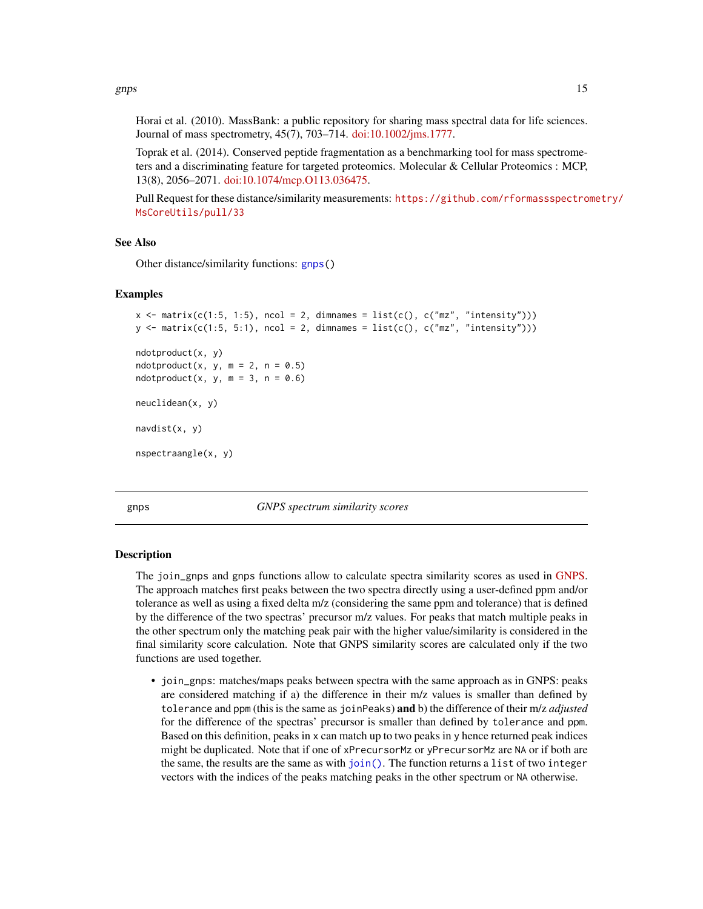Horai et al. (2010). MassBank: a public repository for sharing mass spectral data for life sciences. Journal of mass spectrometry, 45(7), 703–714. doi:10.1002/jms.1777.

Toprak et al. (2014). Conserved peptide fragmentation as a benchmarking tool for mass spectrometers and a discriminating feature for targeted proteomics. Molecular & Cellular Proteomics : MCP, 13(8), 2056–2071. doi:10.1074/mcp.O113.036475.

Pull Request for these distance/similarity measurements: https://github.com/rformassspectrometry/MsCoreUtils/pull/33

### See Also

Other distance/similarity functions: `gnps()`

### Examples

```
x <- matrix(c(1:5, 1:5), ncol = 2, dimnames = list(c(), c("mz", "intensity")))
y <- matrix(c(1:5, 5:1), ncol = 2, dimnames = list(c(), c("mz", "intensity")))

ndotproduct(x, y)
ndotproduct(x, y, m = 2, n = 0.5)
ndotproduct(x, y, m = 3, n = 0.6)

neuclidean(x, y)

navdist(x, y)

nspectraangle(x, y)
```

---

## gnps — *GNPS spectrum similarity scores*

### Description

The `join_gnps` and `gnps` functions allow to calculate spectra similarity scores as used in GNPS. The approach matches first peaks between the two spectra directly using a user-defined ppm and/or tolerance as well as using a fixed delta m/z (considering the same ppm and tolerance) that is defined by the difference of the two spectras' precursor m/z values. For peaks that match multiple peaks in the other spectrum only the matching peak pair with the higher value/similarity is considered in the final similarity score calculation. Note that GNPS similarity scores are calculated only if the two functions are used together.

- `join_gnps`: matches/maps peaks between spectra with the same approach as in GNPS: peaks are considered matching if a) the difference in their m/z values is smaller than defined by `tolerance` and `ppm` (this is the same as `joinPeaks`) **and** b) the difference of their m/z *adjusted* for the difference of the spectras' precursor is smaller than defined by `tolerance` and `ppm`. Based on this definition, peaks in `x` can match up to two peaks in `y` hence returned peak indices might be duplicated. Note that if one of `xPrecursorMz` or `yPrecursorMz` are `NA` or if both are the same, the results are the same as with `join()`. The function returns a `list` of two `integer` vectors with the indices of the peaks matching peaks in the other spectrum or `NA` otherwise.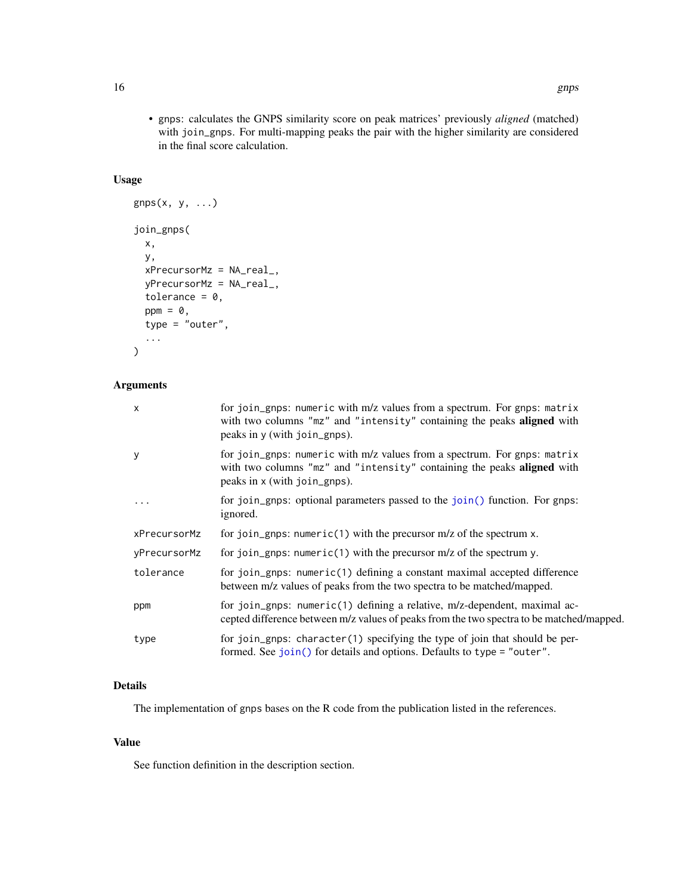- gnps: calculates the GNPS similarity score on peak matrices' previously *aligned* (matched) with join_gnps. For multi-mapping peaks the pair with the higher similarity are considered in the final score calculation.

## Usage

```
gnps(x, y, ...)

join_gnps(
  x,
  y,
  xPrecursorMz = NA_real_,
  yPrecursorMz = NA_real_,
  tolerance = 0,
  ppm = 0,
  type = "outer",
  ...
)
```

## Arguments

| | |
|---|---|
| x | for join_gnps: numeric with m/z values from a spectrum. For gnps: matrix with two columns "mz" and "intensity" containing the peaks **aligned** with peaks in y (with join_gnps). |
| y | for join_gnps: numeric with m/z values from a spectrum. For gnps: matrix with two columns "mz" and "intensity" containing the peaks **aligned** with peaks in x (with join_gnps). |
| ... | for join_gnps: optional parameters passed to the join() function. For gnps: ignored. |
| xPrecursorMz | for join_gnps: numeric(1) with the precursor m/z of the spectrum x. |
| yPrecursorMz | for join_gnps: numeric(1) with the precursor m/z of the spectrum y. |
| tolerance | for join_gnps: numeric(1) defining a constant maximal accepted difference between m/z values of peaks from the two spectra to be matched/mapped. |
| ppm | for join_gnps: numeric(1) defining a relative, m/z-dependent, maximal accepted difference between m/z values of peaks from the two spectra to be matched/mapped. |
| type | for join_gnps: character(1) specifying the type of join that should be performed. See join() for details and options. Defaults to type = "outer". |

## Details

The implementation of gnps bases on the R code from the publication listed in the references.

## Value

See function definition in the description section.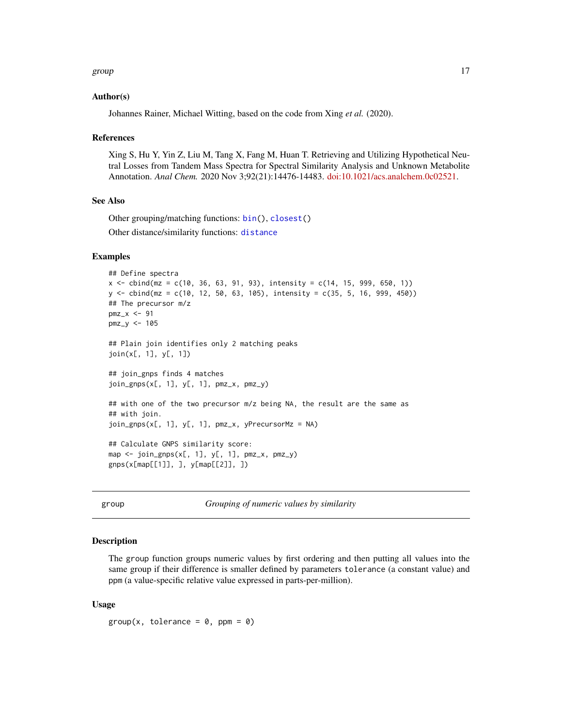### Author(s)

Johannes Rainer, Michael Witting, based on the code from Xing *et al.* (2020).

### References

Xing S, Hu Y, Yin Z, Liu M, Tang X, Fang M, Huan T. Retrieving and Utilizing Hypothetical Neutral Losses from Tandem Mass Spectra for Spectral Similarity Analysis and Unknown Metabolite Annotation. *Anal Chem.* 2020 Nov 3;92(21):14476-14483. doi:10.1021/acs.analchem.0c02521.

### See Also

Other grouping/matching functions: `bin()`, `closest()`

Other distance/similarity functions: `distance`

### Examples

```
## Define spectra
x <- cbind(mz = c(10, 36, 63, 91, 93), intensity = c(14, 15, 999, 650, 1))
y <- cbind(mz = c(10, 12, 50, 63, 105), intensity = c(35, 5, 16, 999, 450))
## The precursor m/z
pmz_x <- 91
pmz_y <- 105

## Plain join identifies only 2 matching peaks
join(x[, 1], y[, 1])

## join_gnps finds 4 matches
join_gnps(x[, 1], y[, 1], pmz_x, pmz_y)

## with one of the two precursor m/z being NA, the result are the same as
## with join.
join_gnps(x[, 1], y[, 1], pmz_x, yPrecursorMz = NA)

## Calculate GNPS similarity score:
map <- join_gnps(x[, 1], y[, 1], pmz_x, pmz_y)
gnps(x[map[[1]], ], y[map[[2]], ])
```

---

## group — *Grouping of numeric values by similarity*

---

### Description

The `group` function groups numeric values by first ordering and then putting all values into the same group if their difference is smaller defined by parameters `tolerance` (a constant value) and `ppm` (a value-specific relative value expressed in parts-per-million).

### Usage

```
group(x, tolerance = 0, ppm = 0)
```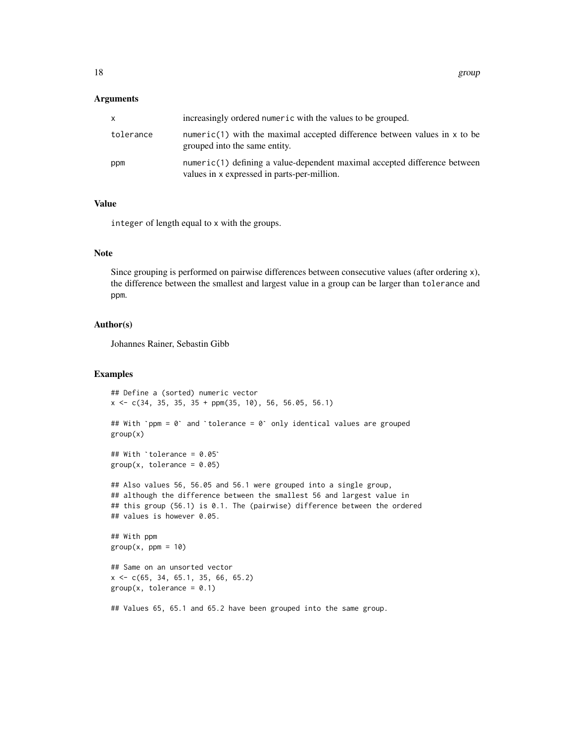## Arguments

| | |
|---|---|
| `x` | increasingly ordered `numeric` with the values to be grouped. |
| `tolerance` | `numeric(1)` with the maximal accepted difference between values in `x` to be grouped into the same entity. |
| `ppm` | `numeric(1)` defining a value-dependent maximal accepted difference between values in `x` expressed in parts-per-million. |

## Value

`integer` of length equal to `x` with the groups.

## Note

Since grouping is performed on pairwise differences between consecutive values (after ordering `x`), the difference between the smallest and largest value in a group can be larger than `tolerance` and `ppm`.

## Author(s)

Johannes Rainer, Sebastin Gibb

## Examples

```
## Define a (sorted) numeric vector
x <- c(34, 35, 35, 35 + ppm(35, 10), 56, 56.05, 56.1)

## With `ppm = 0` and `tolerance = 0` only identical values are grouped
group(x)

## With `tolerance = 0.05`
group(x, tolerance = 0.05)

## Also values 56, 56.05 and 56.1 were grouped into a single group,
## although the difference between the smallest 56 and largest value in
## this group (56.1) is 0.1. The (pairwise) difference between the ordered
## values is however 0.05.

## With ppm
group(x, ppm = 10)

## Same on an unsorted vector
x <- c(65, 34, 65.1, 35, 66, 65.2)
group(x, tolerance = 0.1)

## Values 65, 65.1 and 65.2 have been grouped into the same group.
```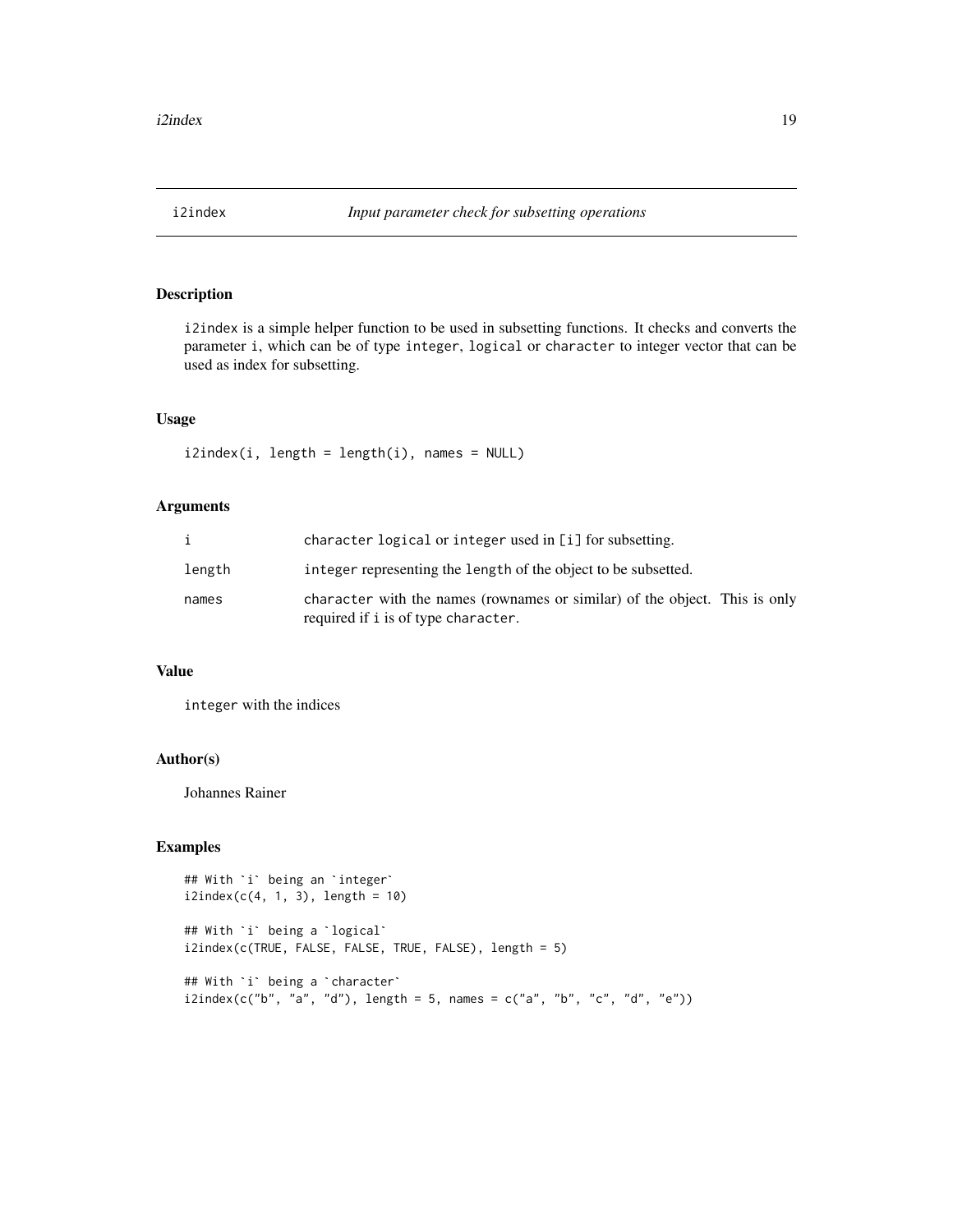## i2index — *Input parameter check for subsetting operations*

### Description

`i2index` is a simple helper function to be used in subsetting functions. It checks and converts the parameter `i`, which can be of type `integer`, `logical` or `character` to integer vector that can be used as index for subsetting.

### Usage

```
i2index(i, length = length(i), names = NULL)
```

### Arguments

| | |
|---|---|
| `i` | `character` `logical` or `integer` used in `[i]` for subsetting. |
| `length` | `integer` representing the `length` of the object to be subsetted. |
| `names` | `character` with the names (rownames or similar) of the object. This is only required if `i` is of type `character`. |

### Value

`integer` with the indices

### Author(s)

Johannes Rainer

### Examples

```
## With `i` being an `integer`
i2index(c(4, 1, 3), length = 10)

## With `i` being a `logical`
i2index(c(TRUE, FALSE, FALSE, TRUE, FALSE), length = 5)

## With `i` being a `character`
i2index(c("b", "a", "d"), length = 5, names = c("a", "b", "c", "d", "e"))
```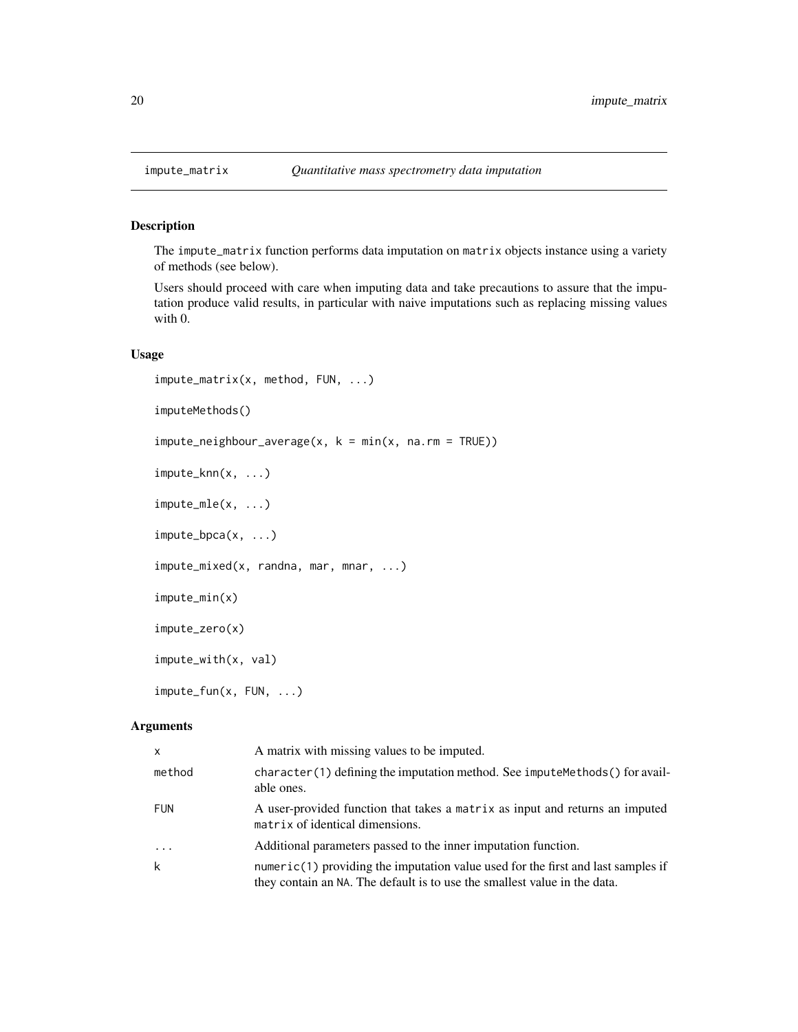## impute_matrix — *Quantitative mass spectrometry data imputation*

### Description

The `impute_matrix` function performs data imputation on `matrix` objects instance using a variety of methods (see below).

Users should proceed with care when imputing data and take precautions to assure that the imputation produce valid results, in particular with naive imputations such as replacing missing values with 0.

### Usage

```
impute_matrix(x, method, FUN, ...)

imputeMethods()

impute_neighbour_average(x, k = min(x, na.rm = TRUE))

impute_knn(x, ...)

impute_mle(x, ...)

impute_bpca(x, ...)

impute_mixed(x, randna, mar, mnar, ...)

impute_min(x)

impute_zero(x)

impute_with(x, val)

impute_fun(x, FUN, ...)
```

### Arguments

| | |
|---|---|
| `x` | A matrix with missing values to be imputed. |
| `method` | `character(1)` defining the imputation method. See `imputeMethods()` for available ones. |
| `FUN` | A user-provided function that takes a `matrix` as input and returns an imputed `matrix` of identical dimensions. |
| `...` | Additional parameters passed to the inner imputation function. |
| `k` | `numeric(1)` providing the imputation value used for the first and last samples if they contain an `NA`. The default is to use the smallest value in the data. |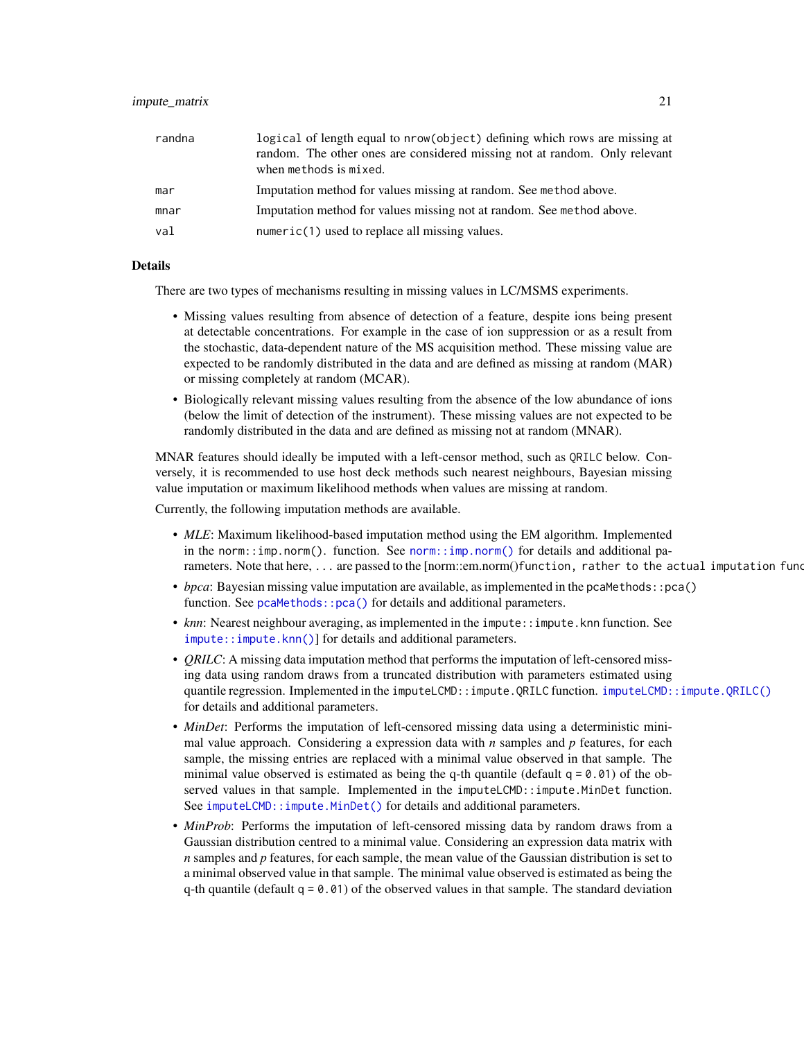| | |
|---|---|
| randna | logical of length equal to nrow(object) defining which rows are missing at random. The other ones are considered missing not at random. Only relevant when methods is mixed. |
| mar | Imputation method for values missing at random. See method above. |
| mnar | Imputation method for values missing not at random. See method above. |
| val | numeric(1) used to replace all missing values. |

### Details

There are two types of mechanisms resulting in missing values in LC/MSMS experiments.

- Missing values resulting from absence of detection of a feature, despite ions being present at detectable concentrations. For example in the case of ion suppression or as a result from the stochastic, data-dependent nature of the MS acquisition method. These missing value are expected to be randomly distributed in the data and are defined as missing at random (MAR) or missing completely at random (MCAR).
- Biologically relevant missing values resulting from the absence of the low abundance of ions (below the limit of detection of the instrument). These missing values are not expected to be randomly distributed in the data and are defined as missing not at random (MNAR).

MNAR features should ideally be imputed with a left-censor method, such as QRILC below. Conversely, it is recommended to use host deck methods such nearest neighbours, Bayesian missing value imputation or maximum likelihood methods when values are missing at random.

Currently, the following imputation methods are available.

- *MLE*: Maximum likelihood-based imputation method using the EM algorithm. Implemented in the norm::imp.norm(). function. See norm::imp.norm() for details and additional parameters. Note that here, ... are passed to the [norm::em.norm()function, rather to the actual imputation func
- *bpca*: Bayesian missing value imputation are available, as implemented in the pcaMethods::pca() function. See pcaMethods::pca() for details and additional parameters.
- *knn*: Nearest neighbour averaging, as implemented in the impute::impute.knn function. See impute::impute.knn()] for details and additional parameters.
- *QRILC*: A missing data imputation method that performs the imputation of left-censored missing data using random draws from a truncated distribution with parameters estimated using quantile regression. Implemented in the imputeLCMD::impute.QRILC function. imputeLCMD::impute.QRILC() for details and additional parameters.
- *MinDet*: Performs the imputation of left-censored missing data using a deterministic minimal value approach. Considering a expression data with $n$ samples and $p$ features, for each sample, the missing entries are replaced with a minimal value observed in that sample. The minimal value observed is estimated as being the q-th quantile (default q = 0.01) of the observed values in that sample. Implemented in the imputeLCMD::impute.MinDet function. See imputeLCMD::impute.MinDet() for details and additional parameters.
- *MinProb*: Performs the imputation of left-censored missing data by random draws from a Gaussian distribution centred to a minimal value. Considering an expression data matrix with $n$ samples and $p$ features, for each sample, the mean value of the Gaussian distribution is set to a minimal observed value in that sample. The minimal value observed is estimated as being the q-th quantile (default q = 0.01) of the observed values in that sample. The standard deviation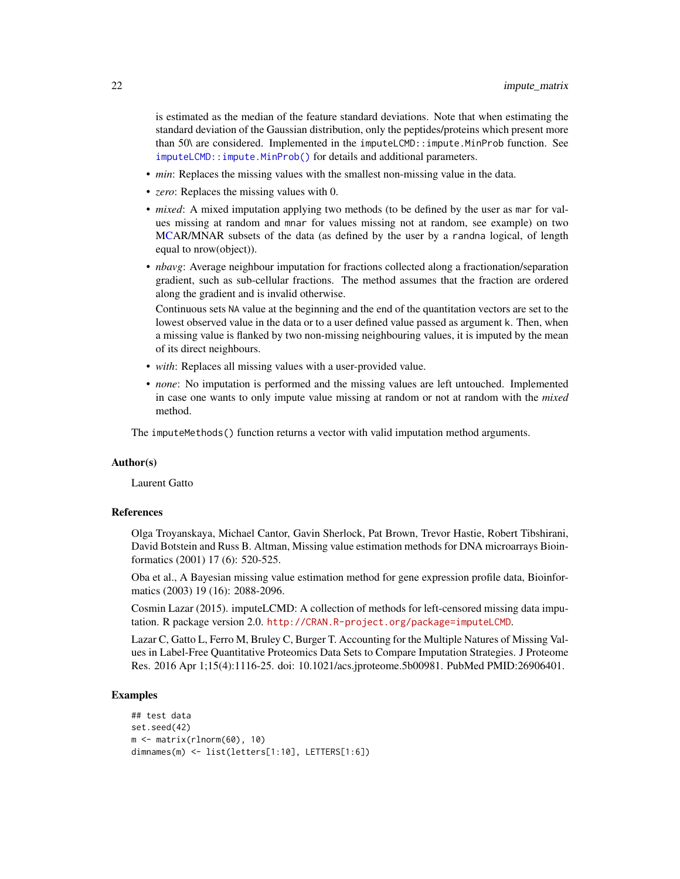is estimated as the median of the feature standard deviations. Note that when estimating the standard deviation of the Gaussian distribution, only the peptides/proteins which present more than 50\ are considered. Implemented in the `imputeLCMD::impute.MinProb` function. See `imputeLCMD::impute.MinProb()` for details and additional parameters.

- *min*: Replaces the missing values with the smallest non-missing value in the data.
- *zero*: Replaces the missing values with 0.
- *mixed*: A mixed imputation applying two methods (to be defined by the user as `mar` for values missing at random and `mnar` for values missing not at random, see example) on two MCAR/MNAR subsets of the data (as defined by the user by a `randna` logical, of length equal to nrow(object)).
- *nbavg*: Average neighbour imputation for fractions collected along a fractionation/separation gradient, such as sub-cellular fractions. The method assumes that the fraction are ordered along the gradient and is invalid otherwise.

  Continuous sets `NA` value at the beginning and the end of the quantitation vectors are set to the lowest observed value in the data or to a user defined value passed as argument `k`. Then, when a missing value is flanked by two non-missing neighbouring values, it is imputed by the mean of its direct neighbours.
- *with*: Replaces all missing values with a user-provided value.
- *none*: No imputation is performed and the missing values are left untouched. Implemented in case one wants to only impute value missing at random or not at random with the *mixed* method.

The `imputeMethods()` function returns a vector with valid imputation method arguments.

## Author(s)

Laurent Gatto

## References

Olga Troyanskaya, Michael Cantor, Gavin Sherlock, Pat Brown, Trevor Hastie, Robert Tibshirani, David Botstein and Russ B. Altman, Missing value estimation methods for DNA microarrays Bioinformatics (2001) 17 (6): 520-525.

Oba et al., A Bayesian missing value estimation method for gene expression profile data, Bioinformatics (2003) 19 (16): 2088-2096.

Cosmin Lazar (2015). imputeLCMD: A collection of methods for left-censored missing data imputation. R package version 2.0. http://CRAN.R-project.org/package=imputeLCMD.

Lazar C, Gatto L, Ferro M, Bruley C, Burger T. Accounting for the Multiple Natures of Missing Values in Label-Free Quantitative Proteomics Data Sets to Compare Imputation Strategies. J Proteome Res. 2016 Apr 1;15(4):1116-25. doi: 10.1021/acs.jproteome.5b00981. PubMed PMID:26906401.

## Examples

```
## test data
set.seed(42)
m <- matrix(rlnorm(60), 10)
dimnames(m) <- list(letters[1:10], LETTERS[1:6])
```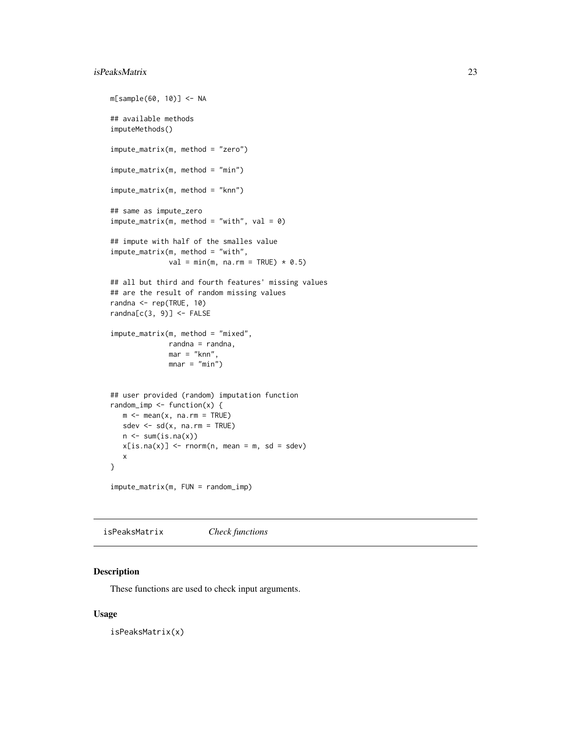```
m[sample(60, 10)] <- NA

## available methods
imputeMethods()

impute_matrix(m, method = "zero")

impute_matrix(m, method = "min")

impute_matrix(m, method = "knn")

## same as impute_zero
impute_matrix(m, method = "with", val = 0)

## impute with half of the smalles value
impute_matrix(m, method = "with",
              val = min(m, na.rm = TRUE) * 0.5)

## all but third and fourth features' missing values
## are the result of random missing values
randna <- rep(TRUE, 10)
randna[c(3, 9)] <- FALSE

impute_matrix(m, method = "mixed",
              randna = randna,
              mar = "knn",
              mnar = "min")


## user provided (random) imputation function
random_imp <- function(x) {
   m <- mean(x, na.rm = TRUE)
   sdev <- sd(x, na.rm = TRUE)
   n <- sum(is.na(x))
   x[is.na(x)] <- rnorm(n, mean = m, sd = sdev)
   x
}

impute_matrix(m, FUN = random_imp)
```

---

isPeaksMatrix *Check functions*

---

## Description

These functions are used to check input arguments.

## Usage

```
isPeaksMatrix(x)
```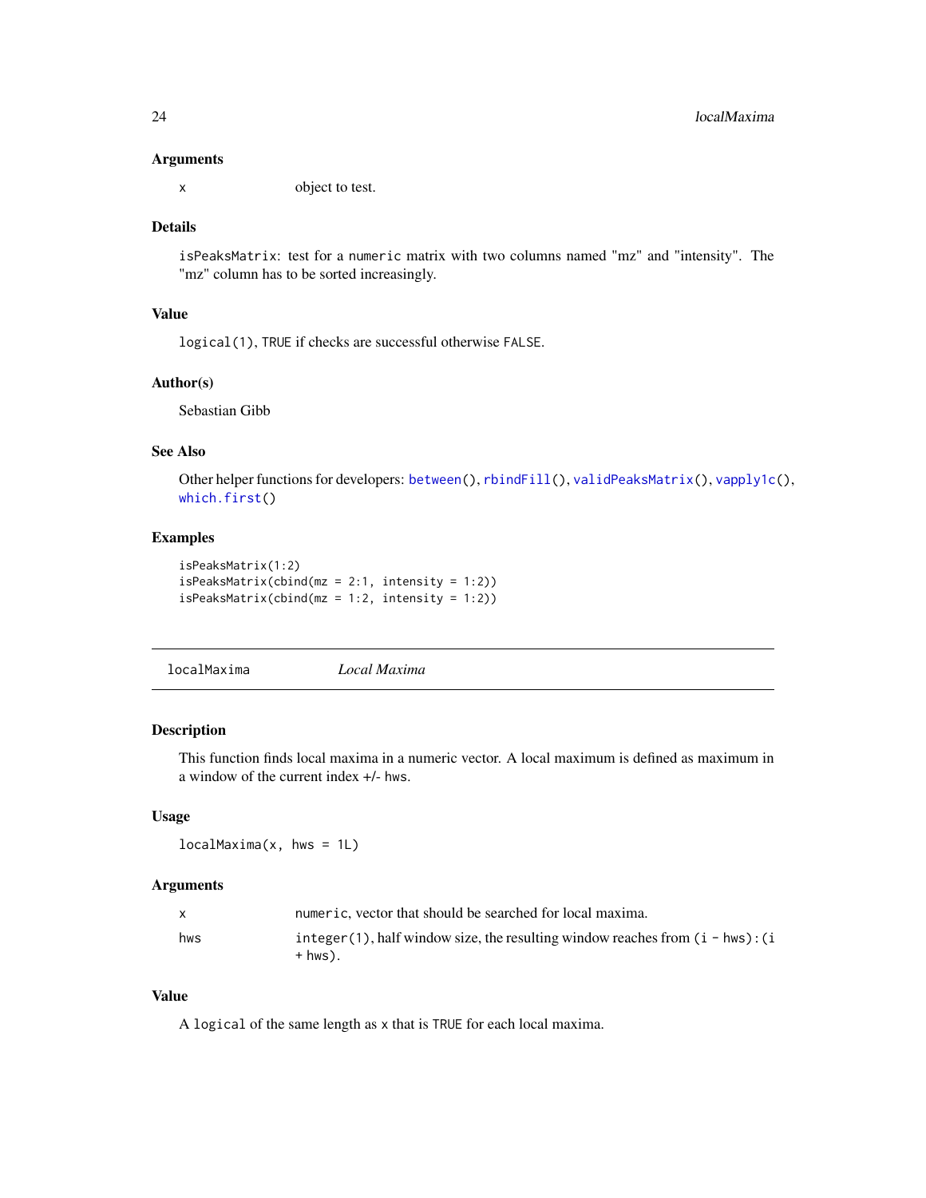### Arguments

| | |
|---|---|
| x | object to test. |

### Details

`isPeaksMatrix`: test for a `numeric` matrix with two columns named "mz" and "intensity". The "mz" column has to be sorted increasingly.

### Value

`logical(1)`, `TRUE` if checks are successful otherwise `FALSE`.

### Author(s)

Sebastian Gibb

### See Also

Other helper functions for developers: `between()`, `rbindFill()`, `validPeaksMatrix()`, `vapply1c()`, `which.first()`

### Examples

```
isPeaksMatrix(1:2)
isPeaksMatrix(cbind(mz = 2:1, intensity = 1:2))
isPeaksMatrix(cbind(mz = 1:2, intensity = 1:2))
```

---

## localMaxima *Local Maxima*

### Description

This function finds local maxima in a numeric vector. A local maximum is defined as maximum in a window of the current index +/- `hws`.

### Usage

```
localMaxima(x, hws = 1L)
```

### Arguments

| | |
|---|---|
| x | `numeric`, vector that should be searched for local maxima. |
| hws | `integer(1)`, half window size, the resulting window reaches from `(i - hws):(i + hws)`. |

### Value

A `logical` of the same length as `x` that is `TRUE` for each local maxima.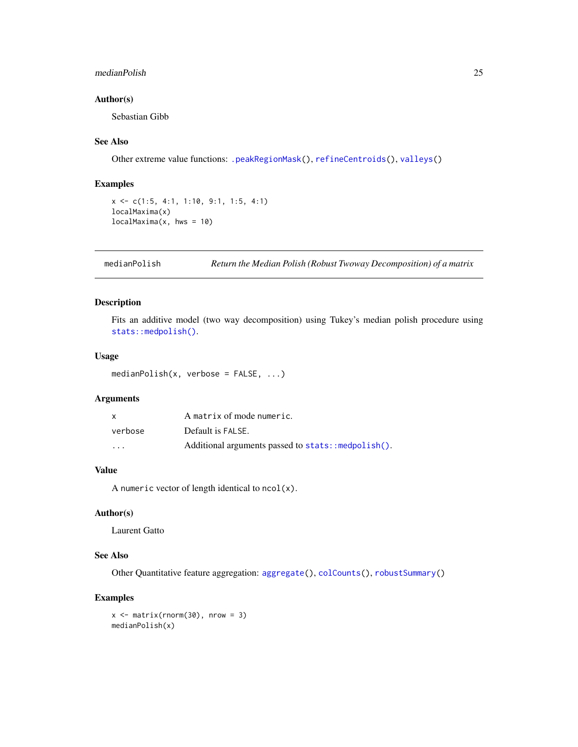### Author(s)

Sebastian Gibb

### See Also

Other extreme value functions: `.peakRegionMask()`, `refineCentroids()`, `valleys()`

### Examples

```
x <- c(1:5, 4:1, 1:10, 9:1, 1:5, 4:1)
localMaxima(x)
localMaxima(x, hws = 10)
```

---

## medianPolish — *Return the Median Polish (Robust Twoway Decomposition) of a matrix*

---

### Description

Fits an additive model (two way decomposition) using Tukey's median polish procedure using `stats::medpolish()`.

### Usage

```
medianPolish(x, verbose = FALSE, ...)
```

### Arguments

| | |
|---|---|
| `x` | A `matrix` of mode `numeric`. |
| `verbose` | Default is `FALSE`. |
| `...` | Additional arguments passed to `stats::medpolish()`. |

### Value

A `numeric` vector of length identical to `ncol(x)`.

### Author(s)

Laurent Gatto

### See Also

Other Quantitative feature aggregation: `aggregate()`, `colCounts()`, `robustSummary()`

### Examples

```
x <- matrix(rnorm(30), nrow = 3)
medianPolish(x)
```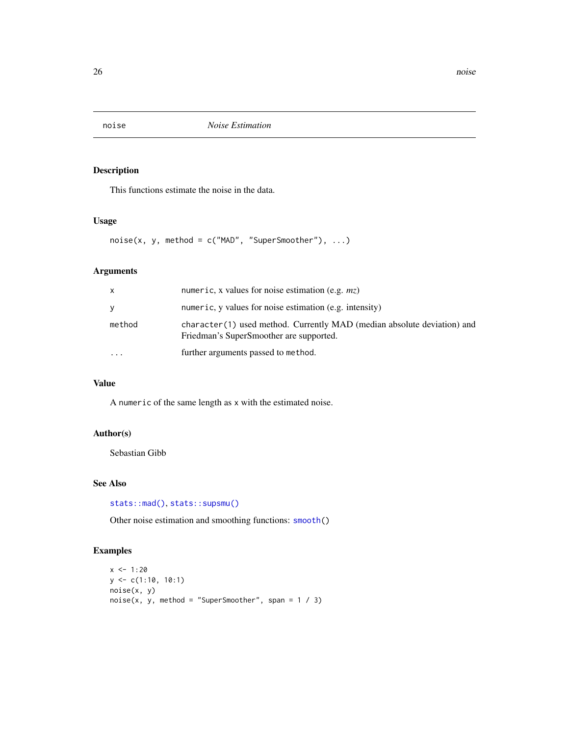# noise *Noise Estimation*

## Description

This functions estimate the noise in the data.

## Usage

```
noise(x, y, method = c("MAD", "SuperSmoother"), ...)
```

## Arguments

| | |
|---|---|
| x | `numeric`, x values for noise estimation (e.g. *mz*) |
| y | `numeric`, y values for noise estimation (e.g. intensity) |
| method | `character(1)` used method. Currently MAD (median absolute deviation) and Friedman's SuperSmoother are supported. |
| ... | further arguments passed to `method`. |

## Value

A `numeric` of the same length as `x` with the estimated noise.

## Author(s)

Sebastian Gibb

## See Also

`stats::mad()`, `stats::supsmu()`

Other noise estimation and smoothing functions: `smooth()`

## Examples

```
x <- 1:20
y <- c(1:10, 10:1)
noise(x, y)
noise(x, y, method = "SuperSmoother", span = 1 / 3)
```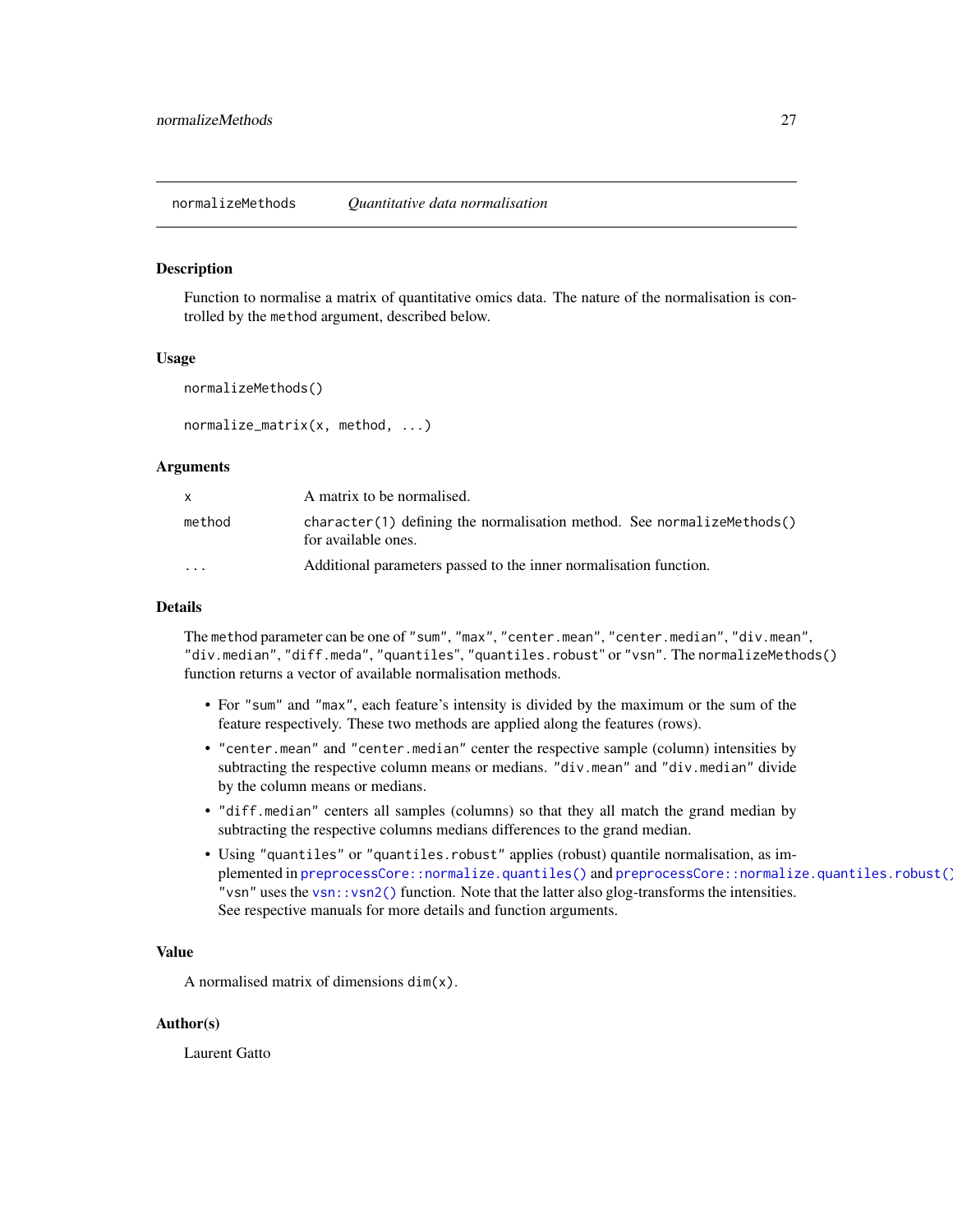normalizeMethods *Quantitative data normalisation*

## Description

Function to normalise a matrix of quantitative omics data. The nature of the normalisation is controlled by the `method` argument, described below.

## Usage

```
normalizeMethods()

normalize_matrix(x, method, ...)
```

## Arguments

| | |
|---|---|
| `x` | A matrix to be normalised. |
| `method` | `character(1)` defining the normalisation method. See `normalizeMethods()` for available ones. |
| `...` | Additional parameters passed to the inner normalisation function. |

## Details

The `method` parameter can be one of `"sum"`, `"max"`, `"center.mean"`, `"center.median"`, `"div.mean"`, `"div.median"`, `"diff.meda"`, `"quantiles"`, `"quantiles.robust"` or `"vsn"`. The `normalizeMethods()` function returns a vector of available normalisation methods.

- For `"sum"` and `"max"`, each feature's intensity is divided by the maximum or the sum of the feature respectively. These two methods are applied along the features (rows).
- `"center.mean"` and `"center.median"` center the respective sample (column) intensities by subtracting the respective column means or medians. `"div.mean"` and `"div.median"` divide by the column means or medians.
- `"diff.median"` centers all samples (columns) so that they all match the grand median by subtracting the respective columns medians differences to the grand median.
- Using `"quantiles"` or `"quantiles.robust"` applies (robust) quantile normalisation, as implemented in `preprocessCore::normalize.quantiles()` and `preprocessCore::normalize.quantiles.robust()`. `"vsn"` uses the `vsn::vsn2()` function. Note that the latter also glog-transforms the intensities. See respective manuals for more details and function arguments.

## Value

A normalised matrix of dimensions `dim(x)`.

## Author(s)

Laurent Gatto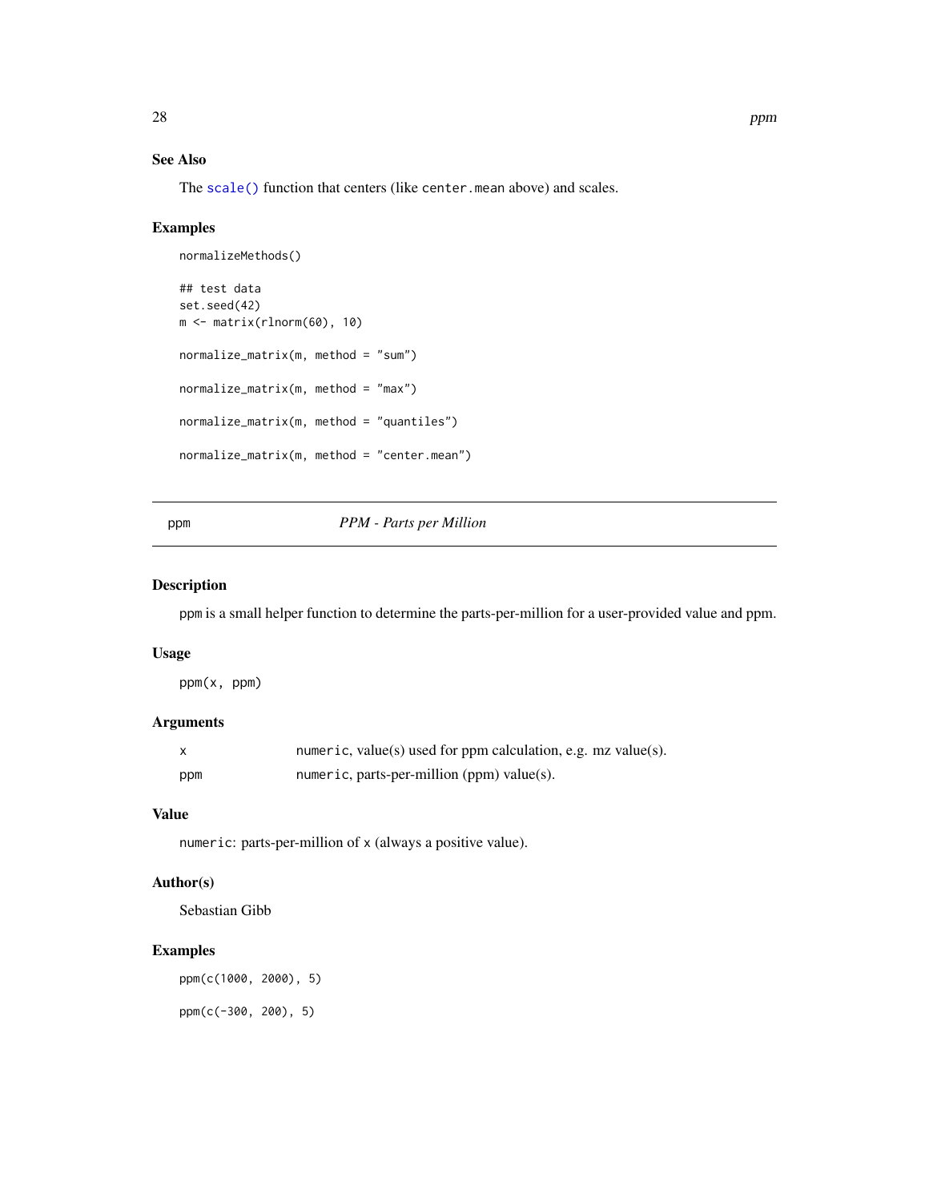## See Also

The `scale()` function that centers (like `center.mean` above) and scales.

## Examples

```
normalizeMethods()

## test data
set.seed(42)
m <- matrix(rlnorm(60), 10)

normalize_matrix(m, method = "sum")

normalize_matrix(m, method = "max")

normalize_matrix(m, method = "quantiles")

normalize_matrix(m, method = "center.mean")
```

---

# ppm — *PPM - Parts per Million*

## Description

`ppm` is a small helper function to determine the parts-per-million for a user-provided value and ppm.

## Usage

```
ppm(x, ppm)
```

## Arguments

| | |
|---|---|
| x | `numeric`, value(s) used for ppm calculation, e.g. mz value(s). |
| ppm | `numeric`, parts-per-million (ppm) value(s). |

## Value

`numeric`: parts-per-million of `x` (always a positive value).

## Author(s)

Sebastian Gibb

## Examples

```
ppm(c(1000, 2000), 5)

ppm(c(-300, 200), 5)
```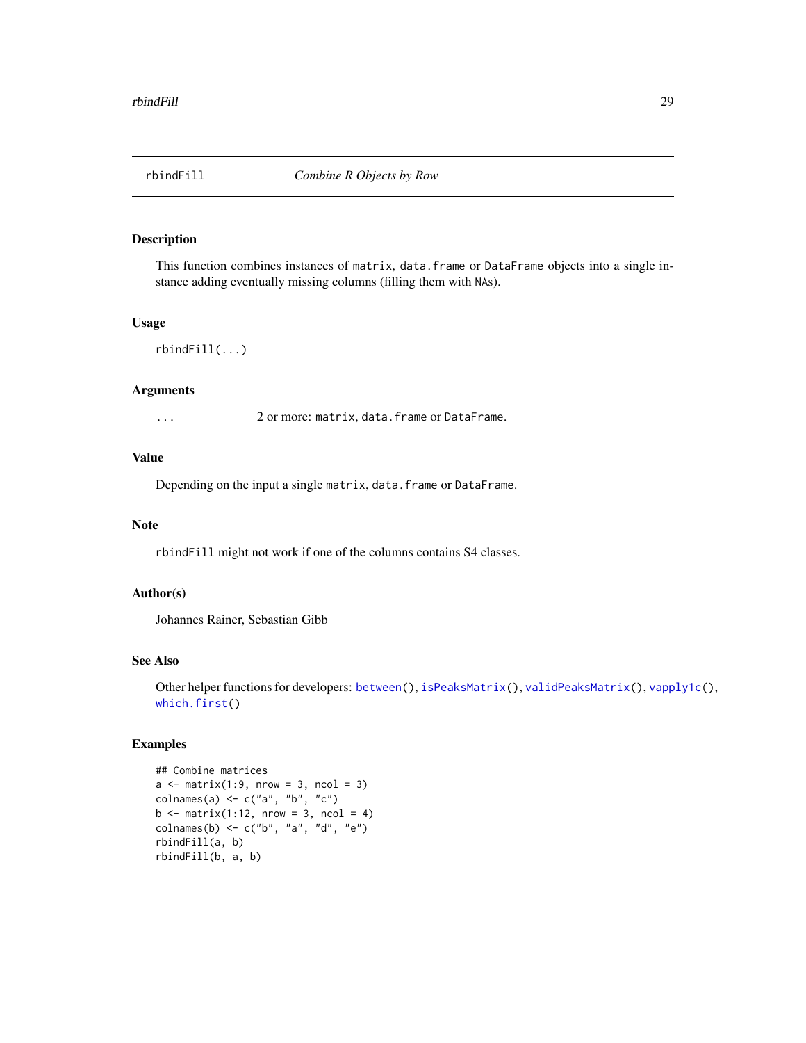# rbindFill — *Combine R Objects by Row*

## Description

This function combines instances of `matrix`, `data.frame` or `DataFrame` objects into a single instance adding eventually missing columns (filling them with `NA`s).

## Usage

```
rbindFill(...)
```

## Arguments

| | |
|---|---|
| `...` | 2 or more: `matrix`, `data.frame` or `DataFrame`. |

## Value

Depending on the input a single `matrix`, `data.frame` or `DataFrame`.

## Note

`rbindFill` might not work if one of the columns contains S4 classes.

## Author(s)

Johannes Rainer, Sebastian Gibb

## See Also

Other helper functions for developers: `between()`, `isPeaksMatrix()`, `validPeaksMatrix()`, `vapply1c()`, `which.first()`

## Examples

```
## Combine matrices
a <- matrix(1:9, nrow = 3, ncol = 3)
colnames(a) <- c("a", "b", "c")
b <- matrix(1:12, nrow = 3, ncol = 4)
colnames(b) <- c("b", "a", "d", "e")
rbindFill(a, b)
rbindFill(b, a, b)
```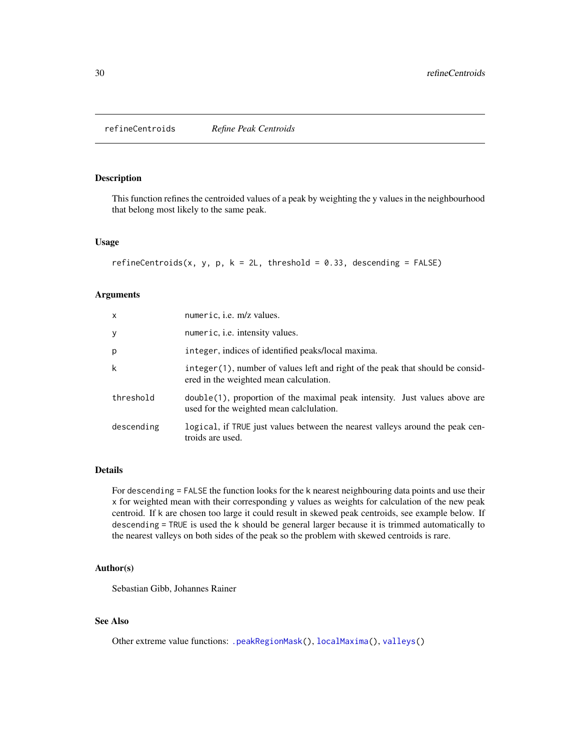## refineCentroids *Refine Peak Centroids*

### Description

This function refines the centroided values of a peak by weighting the y values in the neighbourhood that belong most likely to the same peak.

### Usage

```
refineCentroids(x, y, p, k = 2L, threshold = 0.33, descending = FALSE)
```

### Arguments

| | |
|---|---|
| x | `numeric`, i.e. m/z values. |
| y | `numeric`, i.e. intensity values. |
| p | `integer`, indices of identified peaks/local maxima. |
| k | `integer(1)`, number of values left and right of the peak that should be considered in the weighted mean calculation. |
| threshold | `double(1)`, proportion of the maximal peak intensity. Just values above are used for the weighted mean calclulation. |
| descending | `logical`, if `TRUE` just values between the nearest valleys around the peak centroids are used. |

### Details

For `descending = FALSE` the function looks for the `k` nearest neighbouring data points and use their `x` for weighted mean with their corresponding `y` values as weights for calculation of the new peak centroid. If `k` are chosen too large it could result in skewed peak centroids, see example below. If `descending = TRUE` is used the `k` should be general larger because it is trimmed automatically to the nearest valleys on both sides of the peak so the problem with skewed centroids is rare.

### Author(s)

Sebastian Gibb, Johannes Rainer

### See Also

Other extreme value functions: `.peakRegionMask()`, `localMaxima()`, `valleys()`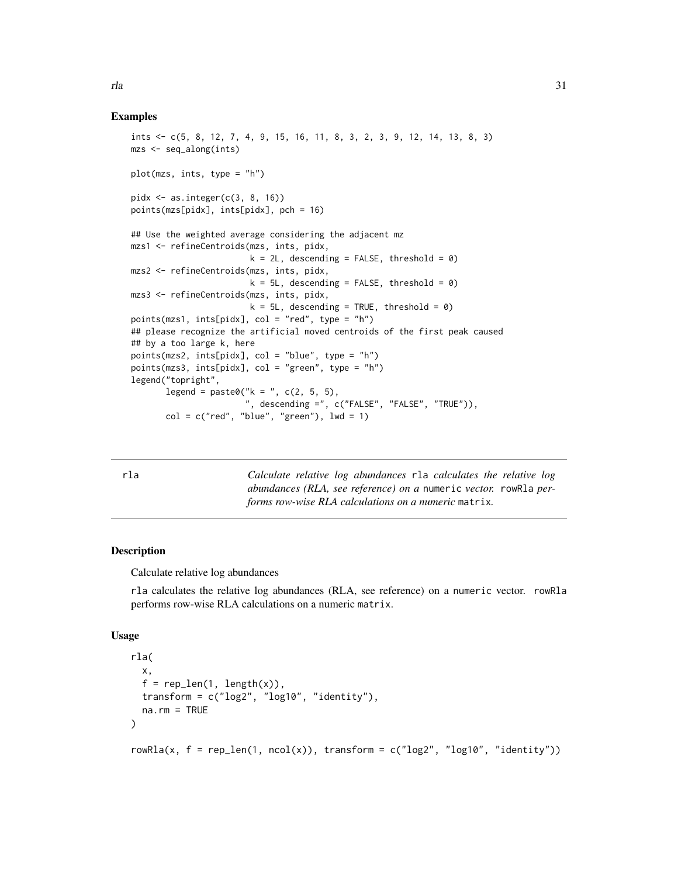## Examples

```
ints <- c(5, 8, 12, 7, 4, 9, 15, 16, 11, 8, 3, 2, 3, 9, 12, 14, 13, 8, 3)
mzs <- seq_along(ints)

plot(mzs, ints, type = "h")

pidx <- as.integer(c(3, 8, 16))
points(mzs[pidx], ints[pidx], pch = 16)

## Use the weighted average considering the adjacent mz
mzs1 <- refineCentroids(mzs, ints, pidx,
                        k = 2L, descending = FALSE, threshold = 0)
mzs2 <- refineCentroids(mzs, ints, pidx,
                        k = 5L, descending = FALSE, threshold = 0)
mzs3 <- refineCentroids(mzs, ints, pidx,
                        k = 5L, descending = TRUE, threshold = 0)
points(mzs1, ints[pidx], col = "red", type = "h")
## please recognize the artificial moved centroids of the first peak caused
## by a too large k, here
points(mzs2, ints[pidx], col = "blue", type = "h")
points(mzs3, ints[pidx], col = "green", type = "h")
legend("topright",
       legend = paste0("k = ", c(2, 5, 5),
                       ", descending =", c("FALSE", "FALSE", "TRUE")),
       col = c("red", "blue", "green"), lwd = 1)
```

---

# rla

*Calculate relative log abundances* `rla` *calculates the relative log abundances (RLA, see reference) on a* `numeric` *vector.* `rowRla` *performs row-wise RLA calculations on a numeric* `matrix`*.*

---

## Description

Calculate relative log abundances

`rla` calculates the relative log abundances (RLA, see reference) on a `numeric` vector. `rowRla` performs row-wise RLA calculations on a numeric `matrix`.

## Usage

```
rla(
  x,
  f = rep_len(1, length(x)),
  transform = c("log2", "log10", "identity"),
  na.rm = TRUE
)

rowRla(x, f = rep_len(1, ncol(x)), transform = c("log2", "log10", "identity"))
```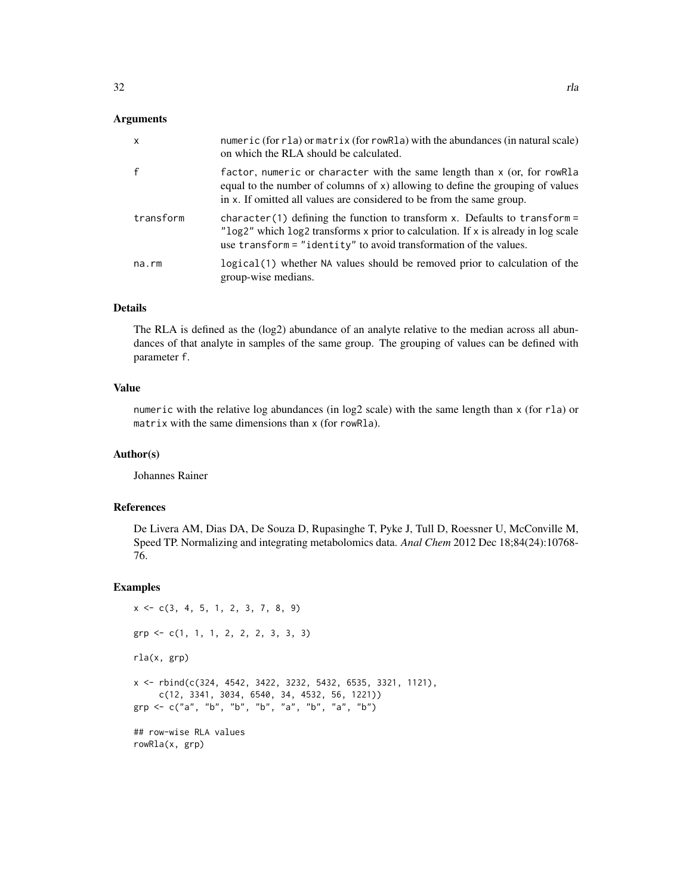## Arguments

| | |
|---|---|
| x | `numeric` (for `rla`) or `matrix` (for `rowRla`) with the abundances (in natural scale) on which the RLA should be calculated. |
| f | `factor`, `numeric` or `character` with the same length than `x` (or, for `rowRla` equal to the number of columns of `x`) allowing to define the grouping of values in `x`. If omitted all values are considered to be from the same group. |
| transform | `character(1)` defining the function to transform `x`. Defaults to `transform = "log2"` which `log2` transforms `x` prior to calculation. If `x` is already in log scale use `transform = "identity"` to avoid transformation of the values. |
| na.rm | `logical(1)` whether `NA` values should be removed prior to calculation of the group-wise medians. |

## Details

The RLA is defined as the (log2) abundance of an analyte relative to the median across all abundances of that analyte in samples of the same group. The grouping of values can be defined with parameter `f`.

## Value

`numeric` with the relative log abundances (in log2 scale) with the same length than `x` (for `rla`) or `matrix` with the same dimensions than `x` (for `rowRla`).

## Author(s)

Johannes Rainer

## References

De Livera AM, Dias DA, De Souza D, Rupasinghe T, Pyke J, Tull D, Roessner U, McConville M, Speed TP. Normalizing and integrating metabolomics data. *Anal Chem* 2012 Dec 18;84(24):10768-76.

## Examples

```
x <- c(3, 4, 5, 1, 2, 3, 7, 8, 9)

grp <- c(1, 1, 1, 2, 2, 2, 3, 3, 3)

rla(x, grp)

x <- rbind(c(324, 4542, 3422, 3232, 5432, 6535, 3321, 1121),
     c(12, 3341, 3034, 6540, 34, 4532, 56, 1221))
grp <- c("a", "b", "b", "b", "a", "b", "a", "b")

## row-wise RLA values
rowRla(x, grp)
```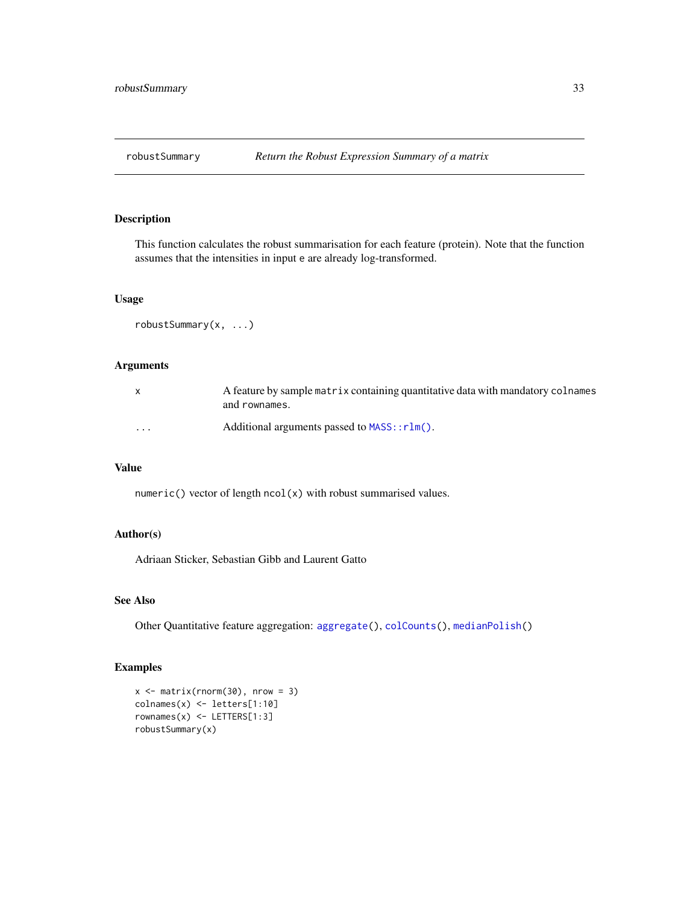robustSummary *Return the Robust Expression Summary of a matrix*

## Description

This function calculates the robust summarisation for each feature (protein). Note that the function assumes that the intensities in input `e` are already log-transformed.

## Usage

```
robustSummary(x, ...)
```

## Arguments

| | |
|---|---|
| `x` | A feature by sample `matrix` containing quantitative data with mandatory `colnames` and `rownames`. |
| `...` | Additional arguments passed to `MASS::rlm()`. |

## Value

`numeric()` vector of length `ncol(x)` with robust summarised values.

## Author(s)

Adriaan Sticker, Sebastian Gibb and Laurent Gatto

## See Also

Other Quantitative feature aggregation: `aggregate()`, `colCounts()`, `medianPolish()`

## Examples

```
x <- matrix(rnorm(30), nrow = 3)
colnames(x) <- letters[1:10]
rownames(x) <- LETTERS[1:3]
robustSummary(x)
```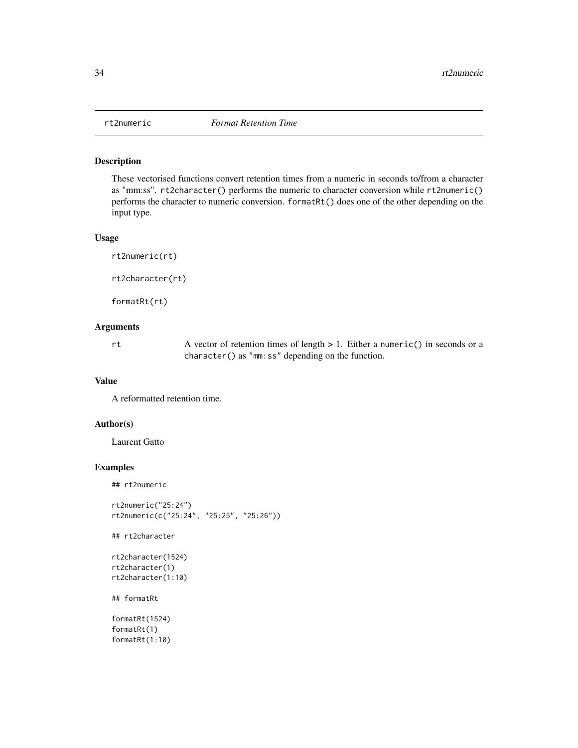rt2numeric *Format Retention Time*

## Description

These vectorised functions convert retention times from a numeric in seconds to/from a character as "mm:ss". `rt2character()` performs the numeric to character conversion while `rt2numeric()` performs the character to numeric conversion. `formatRt()` does one of the other depending on the input type.

## Usage

```
rt2numeric(rt)

rt2character(rt)

formatRt(rt)
```

## Arguments

| | |
|---|---|
| rt | A vector of retention times of length > 1. Either a `numeric()` in seconds or a `character()` as `"mm:ss"` depending on the function. |

## Value

A reformatted retention time.

## Author(s)

Laurent Gatto

## Examples

```
## rt2numeric

rt2numeric("25:24")
rt2numeric(c("25:24", "25:25", "25:26"))

## rt2character

rt2character(1524)
rt2character(1)
rt2character(1:10)

## formatRt

formatRt(1524)
formatRt(1)
formatRt(1:10)
```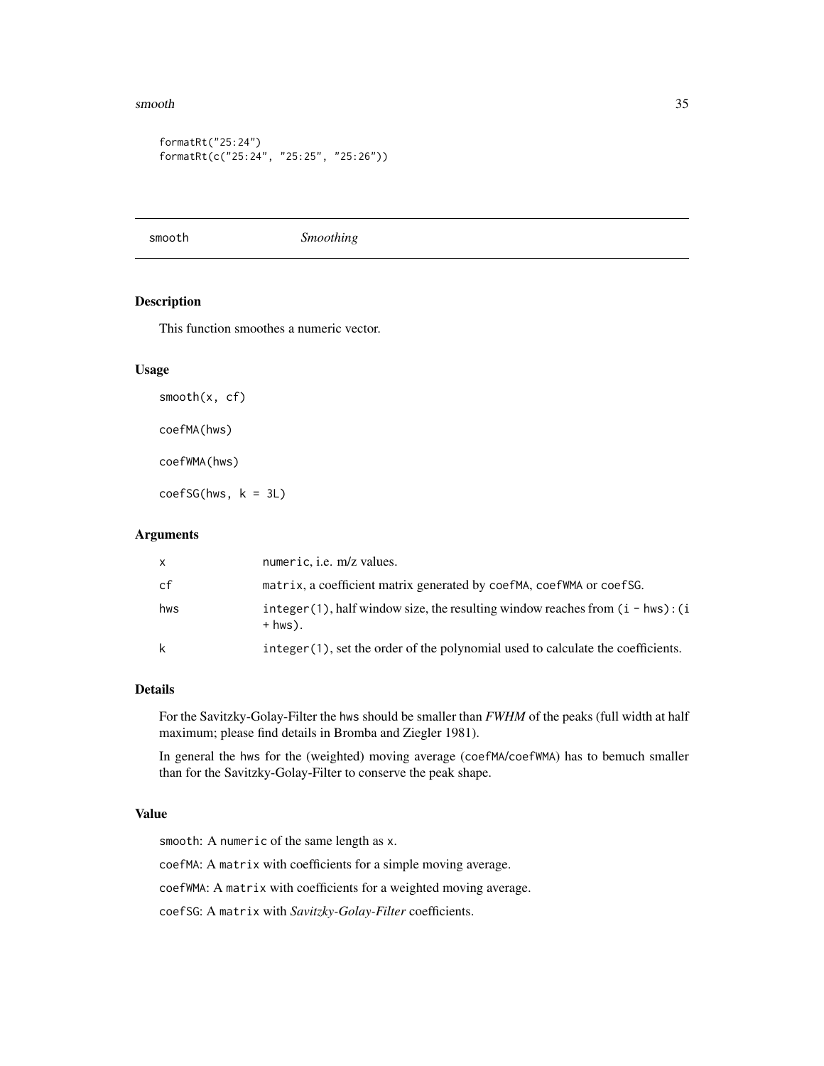```
formatRt("25:24")
formatRt(c("25:24", "25:25", "25:26"))
```

---

## smooth — *Smoothing*

### Description

This function smoothes a numeric vector.

### Usage

```
smooth(x, cf)

coefMA(hws)

coefWMA(hws)

coefSG(hws, k = 3L)
```

### Arguments

| | |
|---|---|
| x | numeric, i.e. m/z values. |
| cf | matrix, a coefficient matrix generated by coefMA, coefWMA or coefSG. |
| hws | integer(1), half window size, the resulting window reaches from (i - hws):(i + hws). |
| k | integer(1), set the order of the polynomial used to calculate the coefficients. |

### Details

For the Savitzky-Golay-Filter the hws should be smaller than *FWHM* of the peaks (full width at half maximum; please find details in Bromba and Ziegler 1981).

In general the hws for the (weighted) moving average (coefMA/coefWMA) has to bemuch smaller than for the Savitzky-Golay-Filter to conserve the peak shape.

### Value

smooth: A numeric of the same length as x.

coefMA: A matrix with coefficients for a simple moving average.

coefWMA: A matrix with coefficients for a weighted moving average.

coefSG: A matrix with *Savitzky-Golay-Filter* coefficients.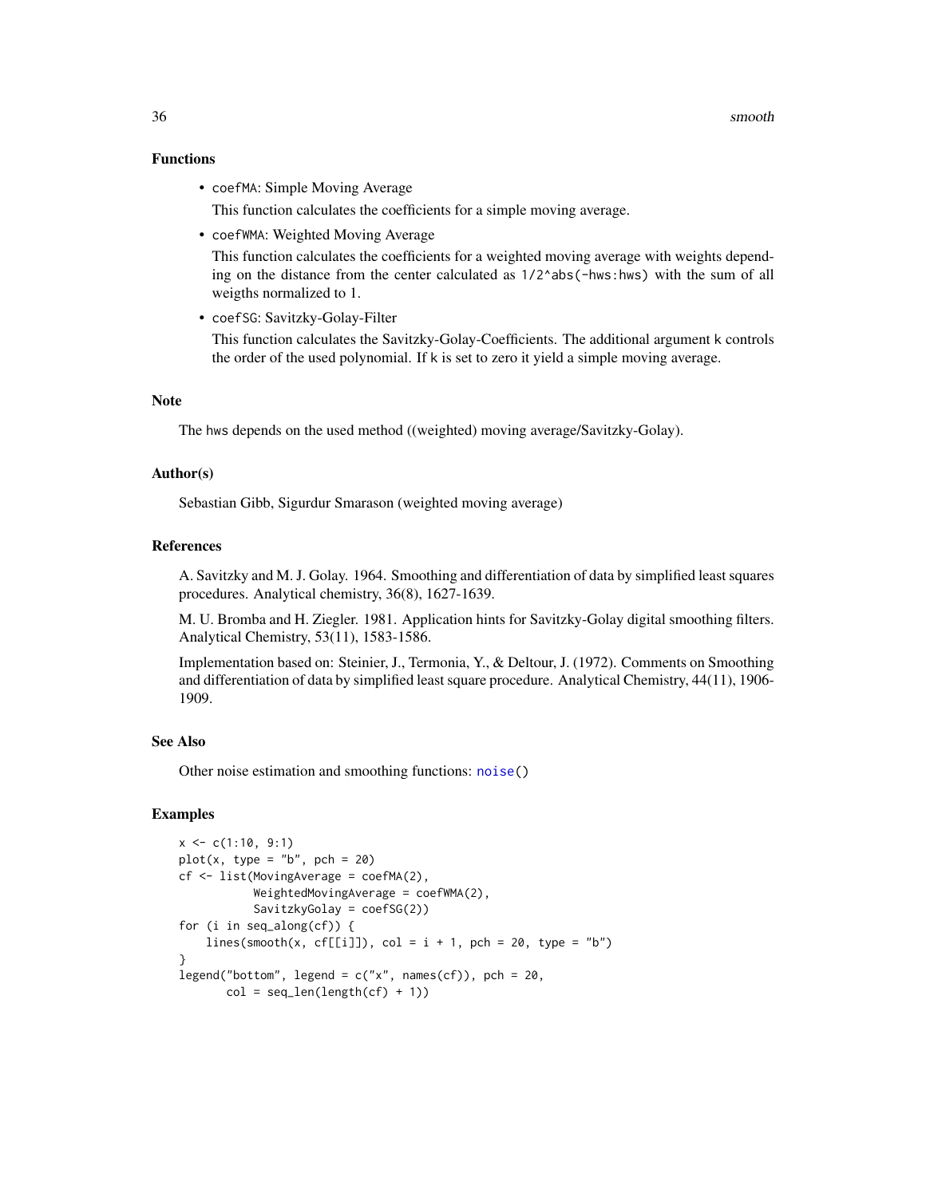## Functions

- `coefMA`: Simple Moving Average

  This function calculates the coefficients for a simple moving average.

- `coefWMA`: Weighted Moving Average

  This function calculates the coefficients for a weighted moving average with weights depending on the distance from the center calculated as `1/2^abs(-hws:hws)` with the sum of all weigths normalized to 1.

- `coefSG`: Savitzky-Golay-Filter

  This function calculates the Savitzky-Golay-Coefficients. The additional argument `k` controls the order of the used polynomial. If `k` is set to zero it yield a simple moving average.

## Note

The `hws` depends on the used method ((weighted) moving average/Savitzky-Golay).

## Author(s)

Sebastian Gibb, Sigurdur Smarason (weighted moving average)

## References

A. Savitzky and M. J. Golay. 1964. Smoothing and differentiation of data by simplified least squares procedures. Analytical chemistry, 36(8), 1627-1639.

M. U. Bromba and H. Ziegler. 1981. Application hints for Savitzky-Golay digital smoothing filters. Analytical Chemistry, 53(11), 1583-1586.

Implementation based on: Steinier, J., Termonia, Y., & Deltour, J. (1972). Comments on Smoothing and differentiation of data by simplified least square procedure. Analytical Chemistry, 44(11), 1906-1909.

## See Also

Other noise estimation and smoothing functions: `noise()`

## Examples

```
x <- c(1:10, 9:1)
plot(x, type = "b", pch = 20)
cf <- list(MovingAverage = coefMA(2),
           WeightedMovingAverage = coefWMA(2),
           SavitzkyGolay = coefSG(2))
for (i in seq_along(cf)) {
    lines(smooth(x, cf[[i]]), col = i + 1, pch = 20, type = "b")
}
legend("bottom", legend = c("x", names(cf)), pch = 20,
       col = seq_len(length(cf) + 1))
```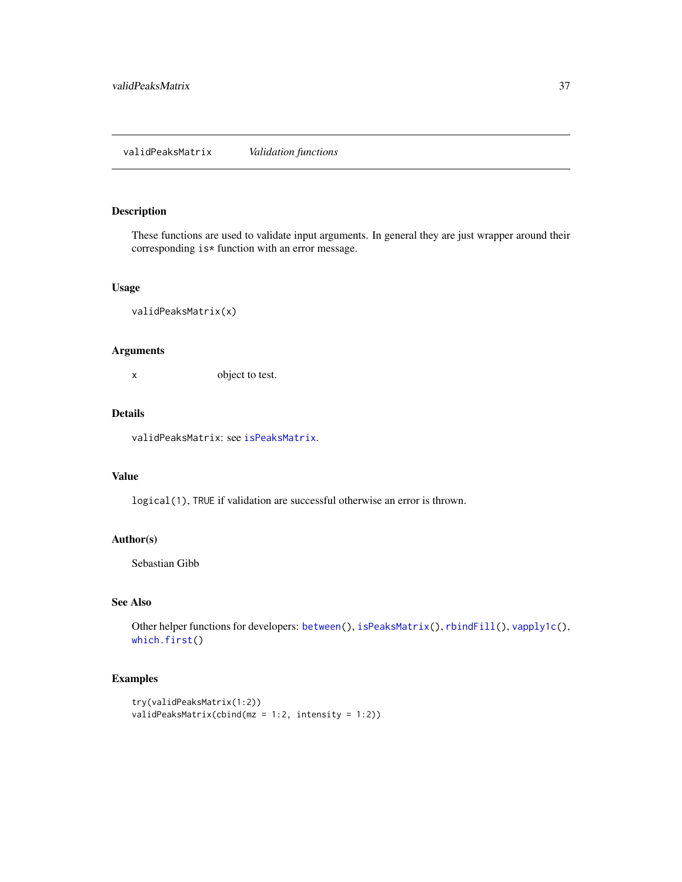# validPeaksMatrix *Validation functions*

## Description

These functions are used to validate input arguments. In general they are just wrapper around their corresponding `is*` function with an error message.

## Usage

```
validPeaksMatrix(x)
```

## Arguments

| | |
|---|---|
| x | object to test. |

## Details

`validPeaksMatrix`: see `isPeaksMatrix`.

## Value

`logical(1)`, `TRUE` if validation are successful otherwise an error is thrown.

## Author(s)

Sebastian Gibb

## See Also

Other helper functions for developers: `between()`, `isPeaksMatrix()`, `rbindFill()`, `vapply1c()`, `which.first()`

## Examples

```
try(validPeaksMatrix(1:2))
validPeaksMatrix(cbind(mz = 1:2, intensity = 1:2))
```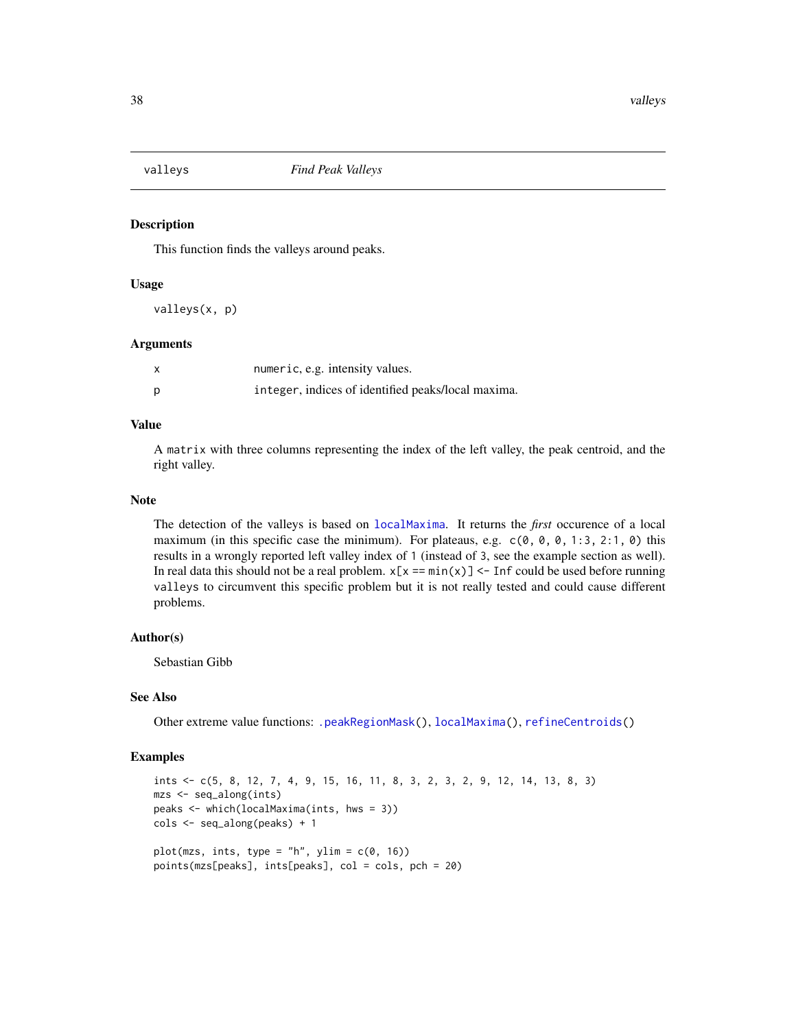# valleys — *Find Peak Valleys*

## Description

This function finds the valleys around peaks.

## Usage

```
valleys(x, p)
```

## Arguments

| | |
|---|---|
| x | `numeric`, e.g. intensity values. |
| p | `integer`, indices of identified peaks/local maxima. |

## Value

A `matrix` with three columns representing the index of the left valley, the peak centroid, and the right valley.

## Note

The detection of the valleys is based on `localMaxima`. It returns the *first* occurence of a local maximum (in this specific case the minimum). For plateaus, e.g. `c(0, 0, 0, 1:3, 2:1, 0)` this results in a wrongly reported left valley index of `1` (instead of `3`, see the example section as well). In real data this should not be a real problem. `x[x == min(x)] <- Inf` could be used before running `valleys` to circumvent this specific problem but it is not really tested and could cause different problems.

## Author(s)

Sebastian Gibb

## See Also

Other extreme value functions: `.peakRegionMask()`, `localMaxima()`, `refineCentroids()`

## Examples

```
ints <- c(5, 8, 12, 7, 4, 9, 15, 16, 11, 8, 3, 2, 3, 2, 9, 12, 14, 13, 8, 3)
mzs <- seq_along(ints)
peaks <- which(localMaxima(ints, hws = 3))
cols <- seq_along(peaks) + 1

plot(mzs, ints, type = "h", ylim = c(0, 16))
points(mzs[peaks], ints[peaks], col = cols, pch = 20)
```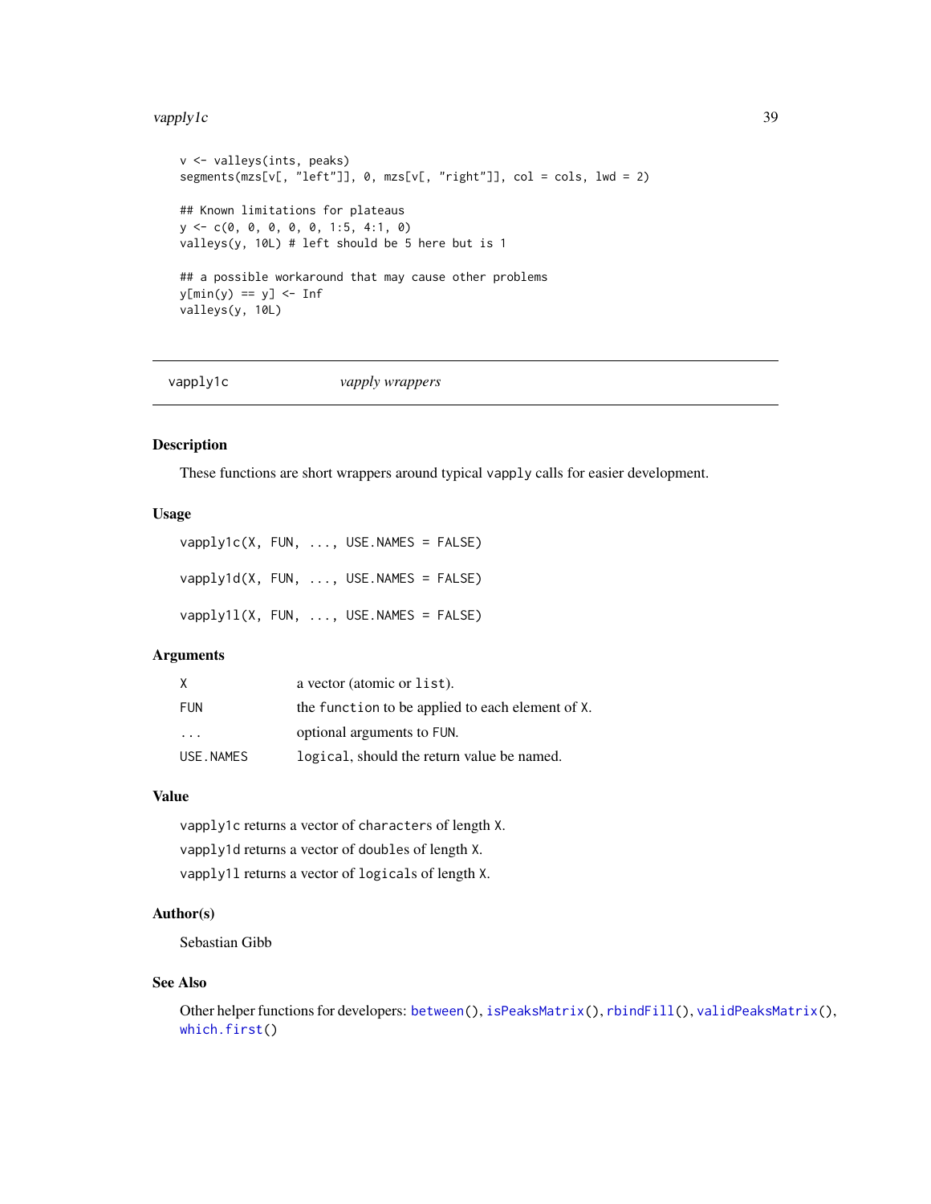```
v <- valleys(ints, peaks)
segments(mzs[v[, "left"]], 0, mzs[v[, "right"]], col = cols, lwd = 2)

## Known limitations for plateaus
y <- c(0, 0, 0, 0, 0, 1:5, 4:1, 0)
valleys(y, 10L) # left should be 5 here but is 1

## a possible workaround that may cause other problems
y[min(y) == y] <- Inf
valleys(y, 10L)
```

---

## vapply1c *vapply wrappers*

---

### Description

These functions are short wrappers around typical `vapply` calls for easier development.

### Usage

```
vapply1c(X, FUN, ..., USE.NAMES = FALSE)

vapply1d(X, FUN, ..., USE.NAMES = FALSE)

vapply1l(X, FUN, ..., USE.NAMES = FALSE)
```

### Arguments

| | |
|---|---|
| `X` | a vector (atomic or `list`). |
| `FUN` | the `function` to be applied to each element of `X`. |
| `...` | optional arguments to `FUN`. |
| `USE.NAMES` | `logical`, should the return value be named. |

### Value

`vapply1c` returns a vector of `character`s of length `X`.

`vapply1d` returns a vector of `double`s of length `X`.

`vapply1l` returns a vector of `logical`s of length `X`.

### Author(s)

Sebastian Gibb

### See Also

Other helper functions for developers: `between()`, `isPeaksMatrix()`, `rbindFill()`, `validPeaksMatrix()`, `which.first()`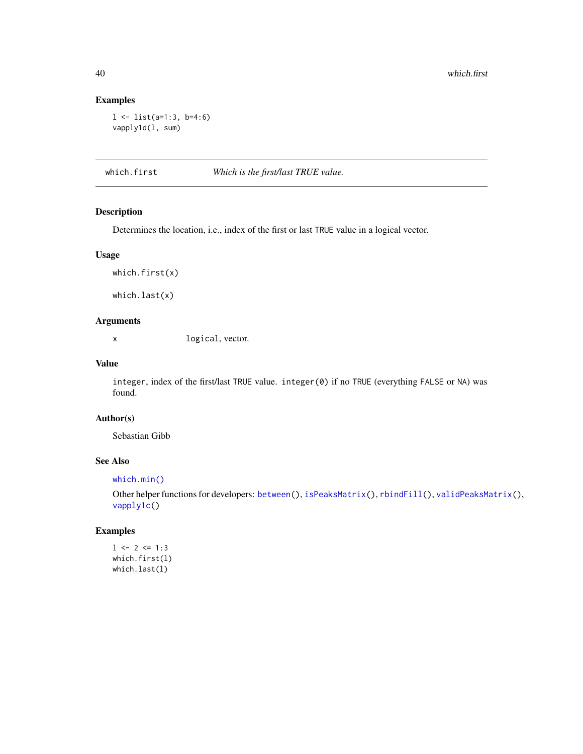## Examples

```
l <- list(a=1:3, b=4:6)
vapply1d(l, sum)
```

---

# which.first *Which is the first/last TRUE value.*

---

## Description

Determines the location, i.e., index of the first or last TRUE value in a logical vector.

## Usage

```
which.first(x)

which.last(x)
```

## Arguments

| | |
|---|---|
| x | logical, vector. |

## Value

integer, index of the first/last TRUE value. integer(0) if no TRUE (everything FALSE or NA) was found.

## Author(s)

Sebastian Gibb

## See Also

which.min()

Other helper functions for developers: between(), isPeaksMatrix(), rbindFill(), validPeaksMatrix(), vapply1c()

## Examples

```
l <- 2 <= 1:3
which.first(l)
which.last(l)
```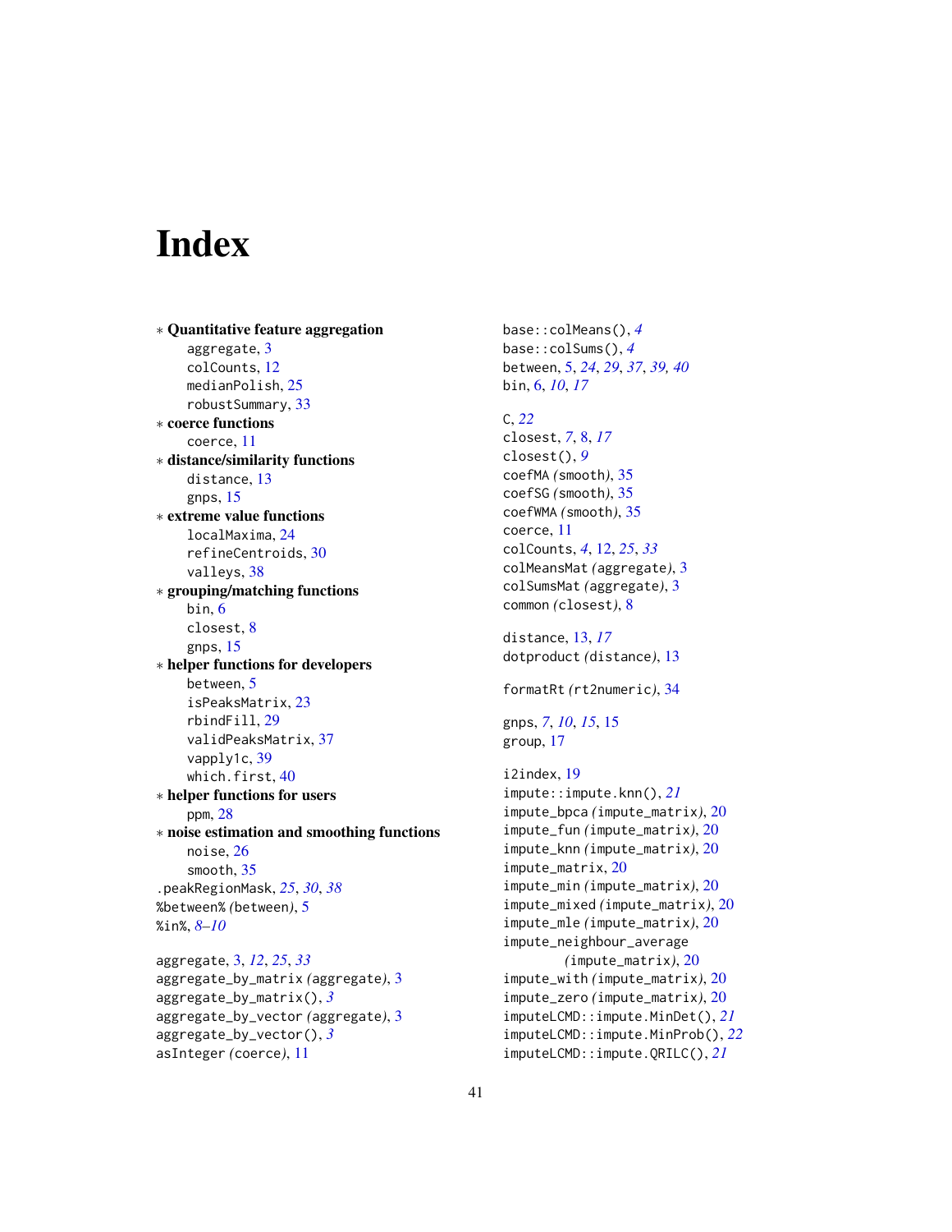# Index

* **Quantitative feature aggregation**
  - aggregate, 3
  - colCounts, 12
  - medianPolish, 25
  - robustSummary, 33
* **coerce functions**
  - coerce, 11
* **distance/similarity functions**
  - distance, 13
  - gnps, 15
* **extreme value functions**
  - localMaxima, 24
  - refineCentroids, 30
  - valleys, 38
* **grouping/matching functions**
  - bin, 6
  - closest, 8
  - gnps, 15
* **helper functions for developers**
  - between, 5
  - isPeaksMatrix, 23
  - rbindFill, 29
  - validPeaksMatrix, 37
  - vapply1c, 39
  - which.first, 40
* **helper functions for users**
  - ppm, 28
* **noise estimation and smoothing functions**
  - noise, 26
  - smooth, 35

.peakRegionMask, *25*, *30*, *38*
%between% *(between)*, 5
%in%, *8–10*

aggregate, 3, *12*, *25*, *33*
aggregate_by_matrix *(aggregate)*, 3
aggregate_by_matrix(), *3*
aggregate_by_vector *(aggregate)*, 3
aggregate_by_vector(), *3*
asInteger *(coerce)*, 11

base::colMeans(), *4*
base::colSums(), *4*
between, 5, *24*, *29*, *37*, *39*, *40*
bin, 6, *10*, *17*

C, *22*
closest, *7*, 8, *17*
closest(), *9*
coefMA *(smooth)*, 35
coefSG *(smooth)*, 35
coefWMA *(smooth)*, 35
coerce, 11
colCounts, *4*, 12, *25*, *33*
colMeansMat *(aggregate)*, 3
colSumsMat *(aggregate)*, 3
common *(closest)*, 8

distance, 13, *17*
dotproduct *(distance)*, 13

formatRt *(rt2numeric)*, 34

gnps, *7*, *10*, *15*, 15
group, 17

i2index, 19
impute::impute.knn(), *21*
impute_bpca *(impute_matrix)*, 20
impute_fun *(impute_matrix)*, 20
impute_knn *(impute_matrix)*, 20
impute_matrix, 20
impute_min *(impute_matrix)*, 20
impute_mixed *(impute_matrix)*, 20
impute_mle *(impute_matrix)*, 20
impute_neighbour_average *(impute_matrix)*, 20
impute_with *(impute_matrix)*, 20
impute_zero *(impute_matrix)*, 20
imputeLCMD::impute.MinDet(), *21*
imputeLCMD::impute.MinProb(), *22*
imputeLCMD::impute.QRILC(), *21*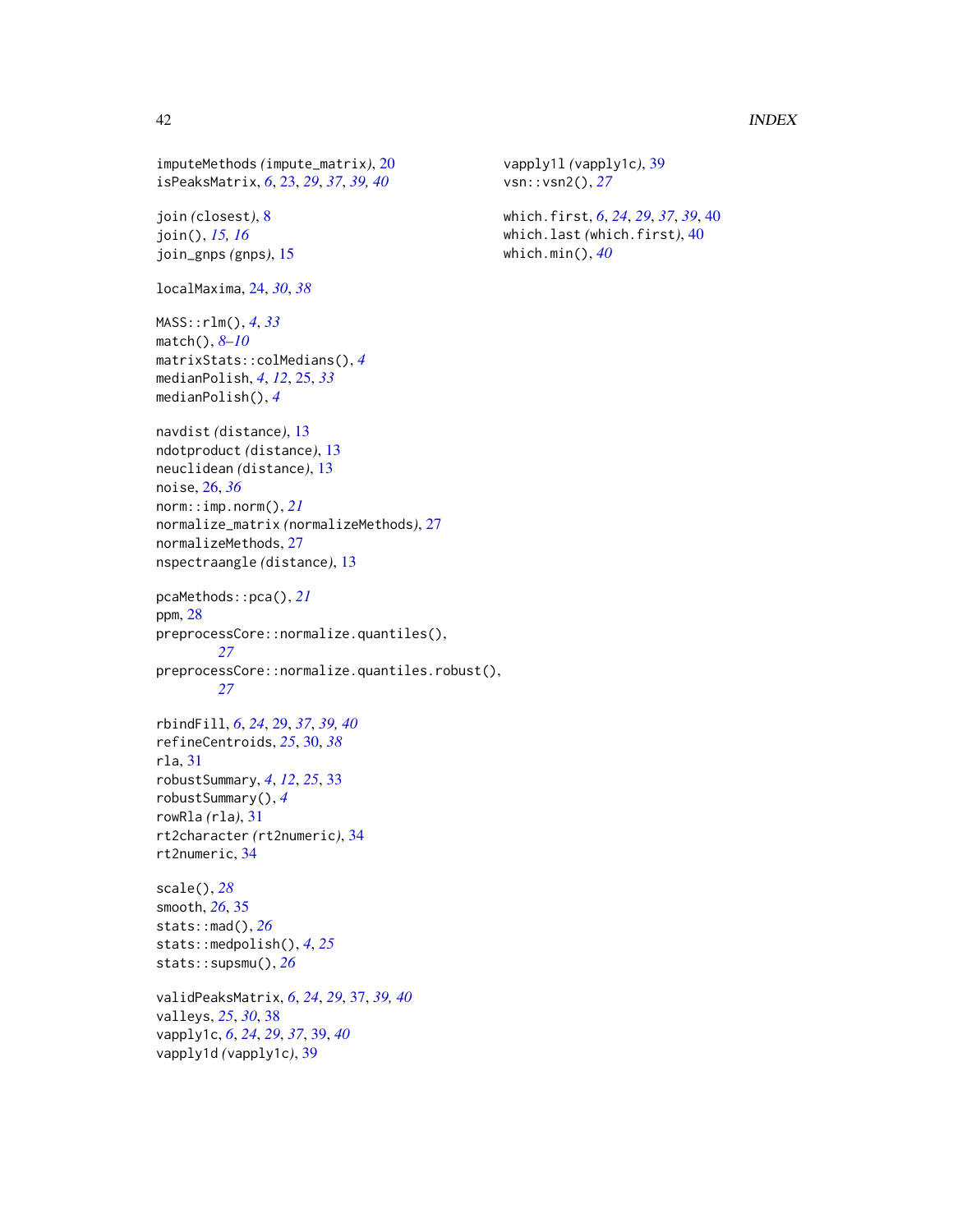imputeMethods *(*impute_matrix*)*, 20
isPeaksMatrix, *6*, 23, *29*, *37*, *39*, *40*

join *(*closest*)*, 8
join(), *15*, *16*
join_gnps *(*gnps*)*, 15

localMaxima, 24, *30*, *38*

MASS::rlm(), *4*, *33*
match(), *8–10*
matrixStats::colMedians(), *4*
medianPolish, *4*, *12*, 25, *33*
medianPolish(), *4*

navdist *(*distance*)*, 13
ndotproduct *(*distance*)*, 13
neuclidean *(*distance*)*, 13
noise, 26, *36*
norm::imp.norm(), *21*
normalize_matrix *(*normalizeMethods*)*, 27
normalizeMethods, 27
nspectraangle *(*distance*)*, 13

pcaMethods::pca(), *21*
ppm, 28
preprocessCore::normalize.quantiles(), *27*
preprocessCore::normalize.quantiles.robust(), *27*

rbindFill, *6*, *24*, 29, *37*, *39*, *40*
refineCentroids, *25*, 30, *38*
rla, 31
robustSummary, *4*, *12*, *25*, 33
robustSummary(), *4*
rowRla *(*rla*)*, 31
rt2character *(*rt2numeric*)*, 34
rt2numeric, 34

scale(), *28*
smooth, *26*, 35
stats::mad(), *26*
stats::medpolish(), *4*, *25*
stats::supsmu(), *26*

validPeaksMatrix, *6*, *24*, *29*, 37, *39*, *40*
valleys, *25*, *30*, 38
vapply1c, *6*, *24*, *29*, *37*, 39, *40*
vapply1d *(*vapply1c*)*, 39
vapply1l *(*vapply1c*)*, 39
vsn::vsn2(), *27*

which.first, *6*, *24*, *29*, *37*, *39*, 40
which.last *(*which.first*)*, 40
which.min(), *40*